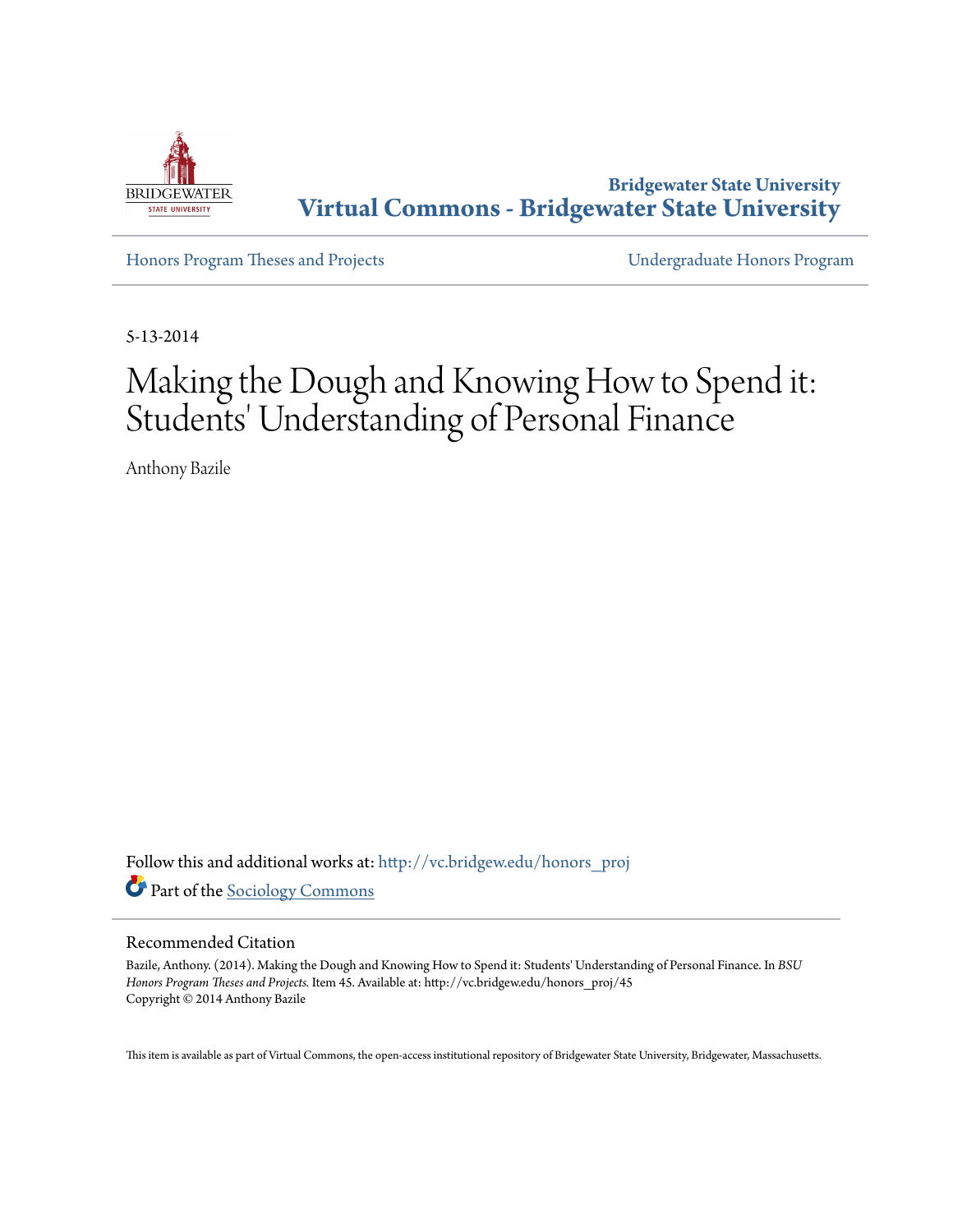Bridgewater State University
**Virtual Commons - Bridgewater State University**

Honors Program Theses and Projects | Undergraduate Honors Program

5-13-2014

# Making the Dough and Knowing How to Spend it: Students' Understanding of Personal Finance

Anthony Bazile

Follow this and additional works at: http://vc.bridgew.edu/honors_proj

Part of the Sociology Commons

## Recommended Citation

Bazile, Anthony. (2014). Making the Dough and Knowing How to Spend it: Students' Understanding of Personal Finance. In *BSU Honors Program Theses and Projects.* Item 45. Available at: http://vc.bridgew.edu/honors_proj/45
Copyright © 2014 Anthony Bazile

This item is available as part of Virtual Commons, the open-access institutional repository of Bridgewater State University, Bridgewater, Massachusetts.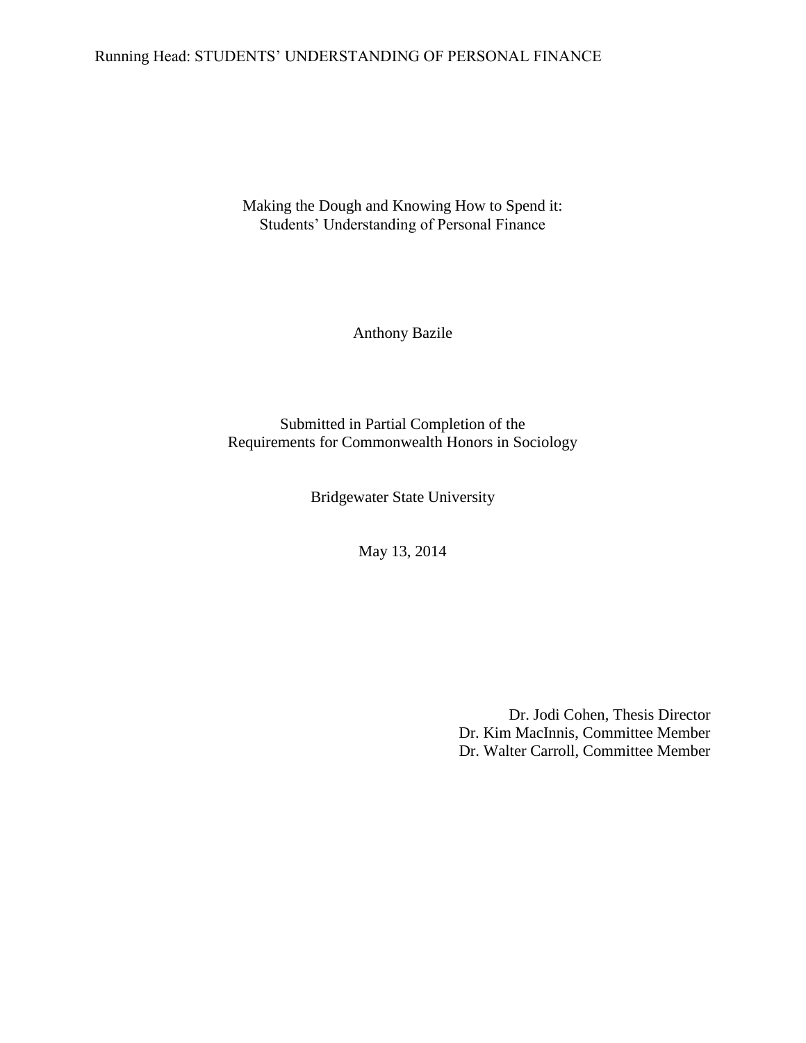# Making the Dough and Knowing How to Spend it: Students' Understanding of Personal Finance

Anthony Bazile

Submitted in Partial Completion of the
Requirements for Commonwealth Honors in Sociology

Bridgewater State University

May 13, 2014

Dr. Jodi Cohen, Thesis Director
Dr. Kim MacInnis, Committee Member
Dr. Walter Carroll, Committee Member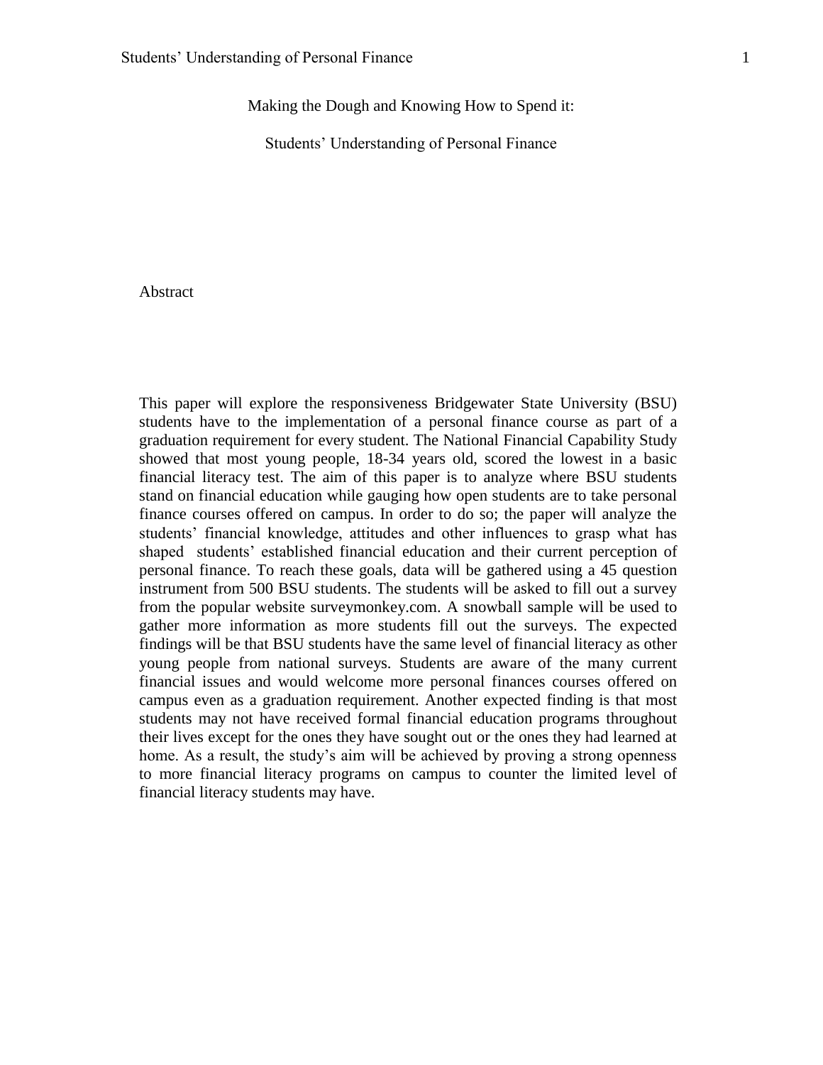Making the Dough and Knowing How to Spend it:

Students' Understanding of Personal Finance

## Abstract

This paper will explore the responsiveness Bridgewater State University (BSU) students have to the implementation of a personal finance course as part of a graduation requirement for every student. The National Financial Capability Study showed that most young people, 18-34 years old, scored the lowest in a basic financial literacy test. The aim of this paper is to analyze where BSU students stand on financial education while gauging how open students are to take personal finance courses offered on campus. In order to do so; the paper will analyze the students' financial knowledge, attitudes and other influences to grasp what has shaped students' established financial education and their current perception of personal finance. To reach these goals, data will be gathered using a 45 question instrument from 500 BSU students. The students will be asked to fill out a survey from the popular website surveymonkey.com. A snowball sample will be used to gather more information as more students fill out the surveys. The expected findings will be that BSU students have the same level of financial literacy as other young people from national surveys. Students are aware of the many current financial issues and would welcome more personal finances courses offered on campus even as a graduation requirement. Another expected finding is that most students may not have received formal financial education programs throughout their lives except for the ones they have sought out or the ones they had learned at home. As a result, the study's aim will be achieved by proving a strong openness to more financial literacy programs on campus to counter the limited level of financial literacy students may have.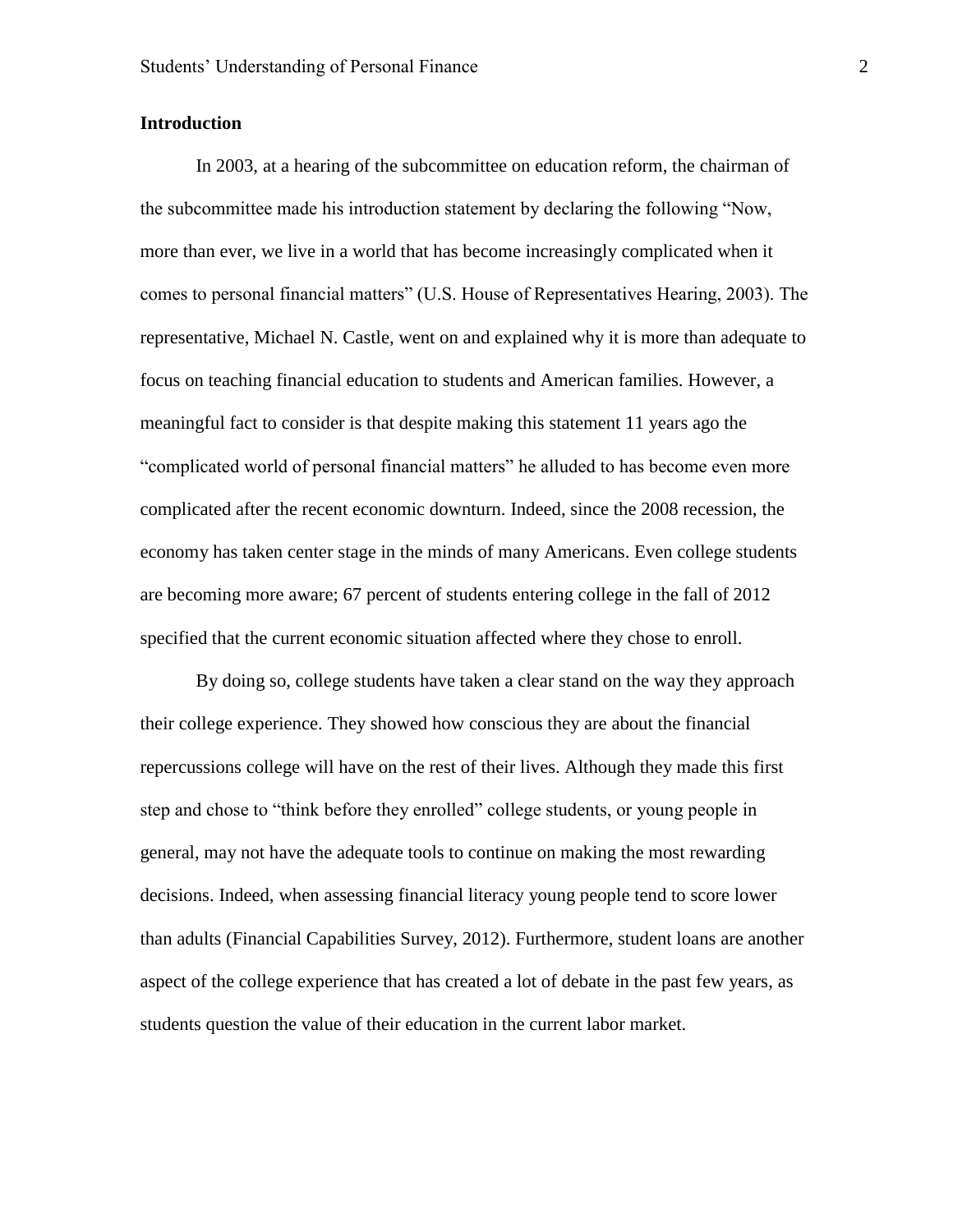## Introduction

In 2003, at a hearing of the subcommittee on education reform, the chairman of the subcommittee made his introduction statement by declaring the following “Now, more than ever, we live in a world that has become increasingly complicated when it comes to personal financial matters” (U.S. House of Representatives Hearing, 2003). The representative, Michael N. Castle, went on and explained why it is more than adequate to focus on teaching financial education to students and American families. However, a meaningful fact to consider is that despite making this statement 11 years ago the “complicated world of personal financial matters” he alluded to has become even more complicated after the recent economic downturn. Indeed, since the 2008 recession, the economy has taken center stage in the minds of many Americans. Even college students are becoming more aware; 67 percent of students entering college in the fall of 2012 specified that the current economic situation affected where they chose to enroll.

By doing so, college students have taken a clear stand on the way they approach their college experience. They showed how conscious they are about the financial repercussions college will have on the rest of their lives. Although they made this first step and chose to “think before they enrolled” college students, or young people in general, may not have the adequate tools to continue on making the most rewarding decisions. Indeed, when assessing financial literacy young people tend to score lower than adults (Financial Capabilities Survey, 2012). Furthermore, student loans are another aspect of the college experience that has created a lot of debate in the past few years, as students question the value of their education in the current labor market.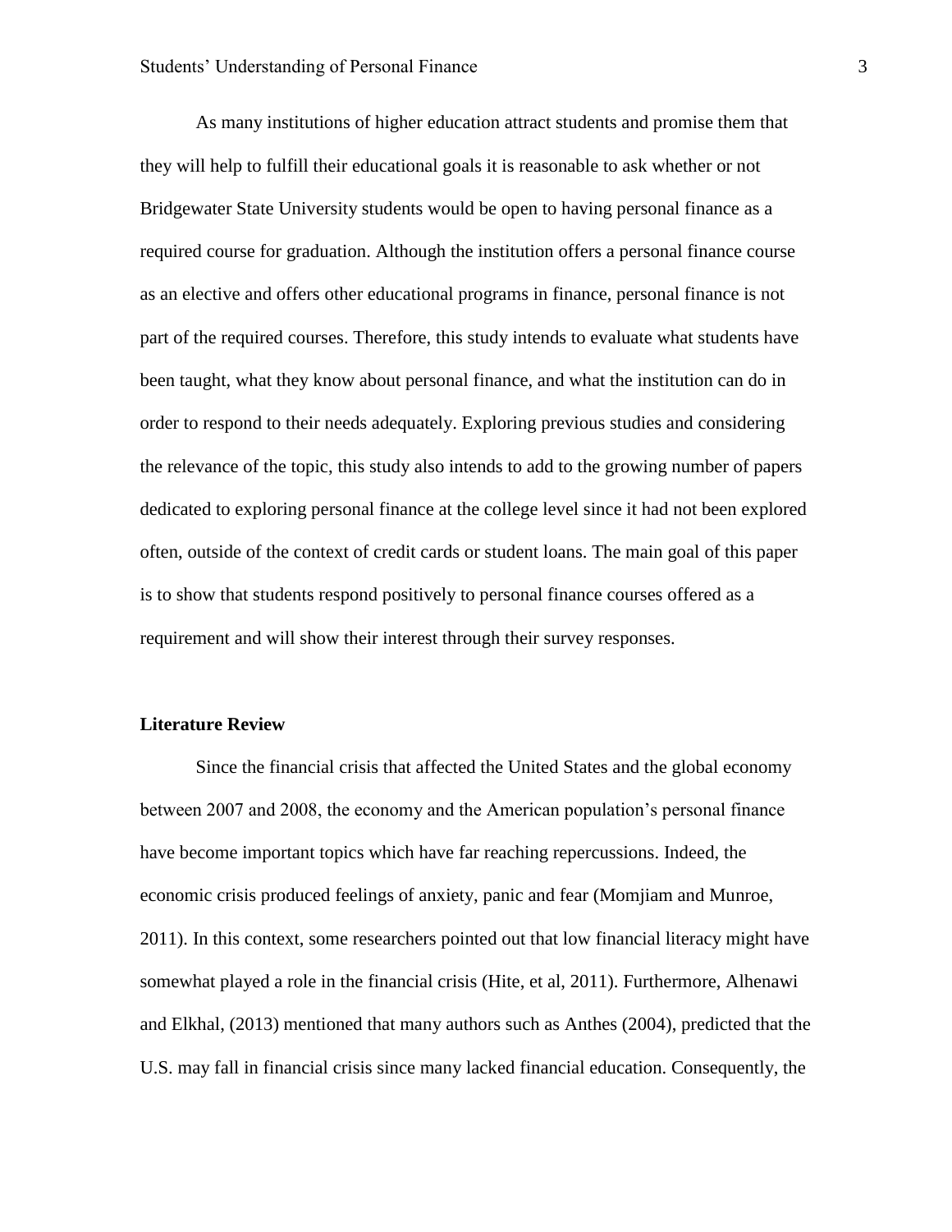As many institutions of higher education attract students and promise them that they will help to fulfill their educational goals it is reasonable to ask whether or not Bridgewater State University students would be open to having personal finance as a required course for graduation. Although the institution offers a personal finance course as an elective and offers other educational programs in finance, personal finance is not part of the required courses. Therefore, this study intends to evaluate what students have been taught, what they know about personal finance, and what the institution can do in order to respond to their needs adequately. Exploring previous studies and considering the relevance of the topic, this study also intends to add to the growing number of papers dedicated to exploring personal finance at the college level since it had not been explored often, outside of the context of credit cards or student loans. The main goal of this paper is to show that students respond positively to personal finance courses offered as a requirement and will show their interest through their survey responses.

**Literature Review**

Since the financial crisis that affected the United States and the global economy between 2007 and 2008, the economy and the American population's personal finance have become important topics which have far reaching repercussions. Indeed, the economic crisis produced feelings of anxiety, panic and fear (Momjiam and Munroe, 2011). In this context, some researchers pointed out that low financial literacy might have somewhat played a role in the financial crisis (Hite, et al, 2011). Furthermore, Alhenawi and Elkhal, (2013) mentioned that many authors such as Anthes (2004), predicted that the U.S. may fall in financial crisis since many lacked financial education. Consequently, the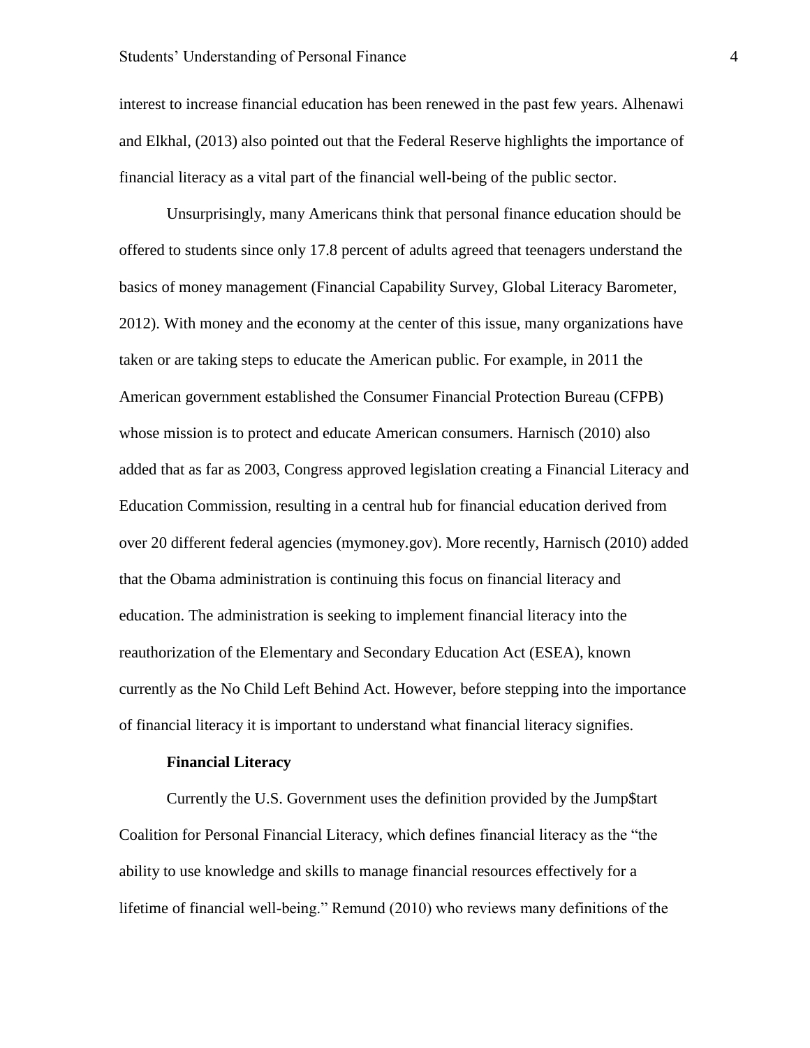interest to increase financial education has been renewed in the past few years. Alhenawi and Elkhal, (2013) also pointed out that the Federal Reserve highlights the importance of financial literacy as a vital part of the financial well-being of the public sector.

Unsurprisingly, many Americans think that personal finance education should be offered to students since only 17.8 percent of adults agreed that teenagers understand the basics of money management (Financial Capability Survey, Global Literacy Barometer, 2012). With money and the economy at the center of this issue, many organizations have taken or are taking steps to educate the American public. For example, in 2011 the American government established the Consumer Financial Protection Bureau (CFPB) whose mission is to protect and educate American consumers. Harnisch (2010) also added that as far as 2003, Congress approved legislation creating a Financial Literacy and Education Commission, resulting in a central hub for financial education derived from over 20 different federal agencies (mymoney.gov). More recently, Harnisch (2010) added that the Obama administration is continuing this focus on financial literacy and education. The administration is seeking to implement financial literacy into the reauthorization of the Elementary and Secondary Education Act (ESEA), known currently as the No Child Left Behind Act. However, before stepping into the importance of financial literacy it is important to understand what financial literacy signifies.

**Financial Literacy**

Currently the U.S. Government uses the definition provided by the Jump$tart Coalition for Personal Financial Literacy, which defines financial literacy as the "the ability to use knowledge and skills to manage financial resources effectively for a lifetime of financial well-being." Remund (2010) who reviews many definitions of the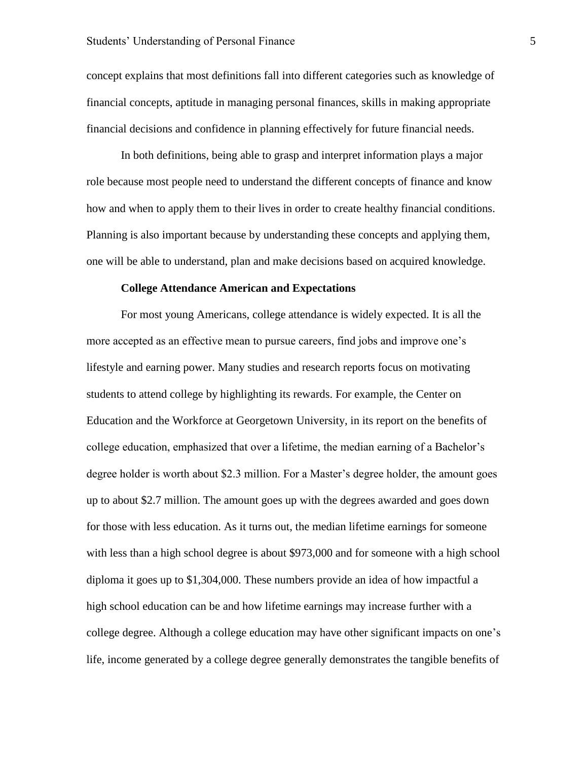concept explains that most definitions fall into different categories such as knowledge of financial concepts, aptitude in managing personal finances, skills in making appropriate financial decisions and confidence in planning effectively for future financial needs.

In both definitions, being able to grasp and interpret information plays a major role because most people need to understand the different concepts of finance and know how and when to apply them to their lives in order to create healthy financial conditions. Planning is also important because by understanding these concepts and applying them, one will be able to understand, plan and make decisions based on acquired knowledge.

**College Attendance American and Expectations**

For most young Americans, college attendance is widely expected. It is all the more accepted as an effective mean to pursue careers, find jobs and improve one's lifestyle and earning power. Many studies and research reports focus on motivating students to attend college by highlighting its rewards. For example, the Center on Education and the Workforce at Georgetown University, in its report on the benefits of college education, emphasized that over a lifetime, the median earning of a Bachelor's degree holder is worth about $2.3 million. For a Master's degree holder, the amount goes up to about $2.7 million. The amount goes up with the degrees awarded and goes down for those with less education. As it turns out, the median lifetime earnings for someone with less than a high school degree is about $973,000 and for someone with a high school diploma it goes up to $1,304,000. These numbers provide an idea of how impactful a high school education can be and how lifetime earnings may increase further with a college degree. Although a college education may have other significant impacts on one's life, income generated by a college degree generally demonstrates the tangible benefits of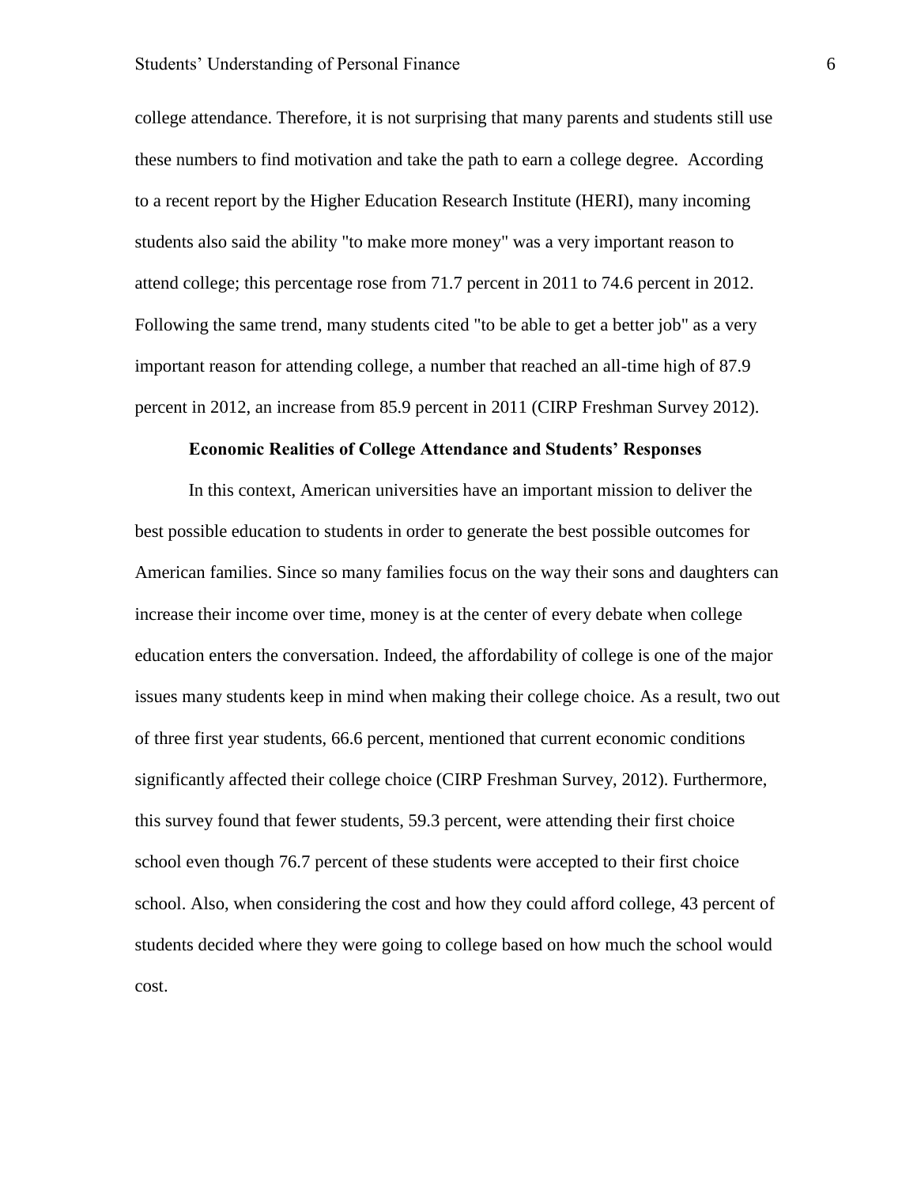college attendance. Therefore, it is not surprising that many parents and students still use these numbers to find motivation and take the path to earn a college degree. According to a recent report by the Higher Education Research Institute (HERI), many incoming students also said the ability "to make more money" was a very important reason to attend college; this percentage rose from 71.7 percent in 2011 to 74.6 percent in 2012. Following the same trend, many students cited "to be able to get a better job" as a very important reason for attending college, a number that reached an all-time high of 87.9 percent in 2012, an increase from 85.9 percent in 2011 (CIRP Freshman Survey 2012).

## Economic Realities of College Attendance and Students' Responses

In this context, American universities have an important mission to deliver the best possible education to students in order to generate the best possible outcomes for American families. Since so many families focus on the way their sons and daughters can increase their income over time, money is at the center of every debate when college education enters the conversation. Indeed, the affordability of college is one of the major issues many students keep in mind when making their college choice. As a result, two out of three first year students, 66.6 percent, mentioned that current economic conditions significantly affected their college choice (CIRP Freshman Survey, 2012). Furthermore, this survey found that fewer students, 59.3 percent, were attending their first choice school even though 76.7 percent of these students were accepted to their first choice school. Also, when considering the cost and how they could afford college, 43 percent of students decided where they were going to college based on how much the school would cost.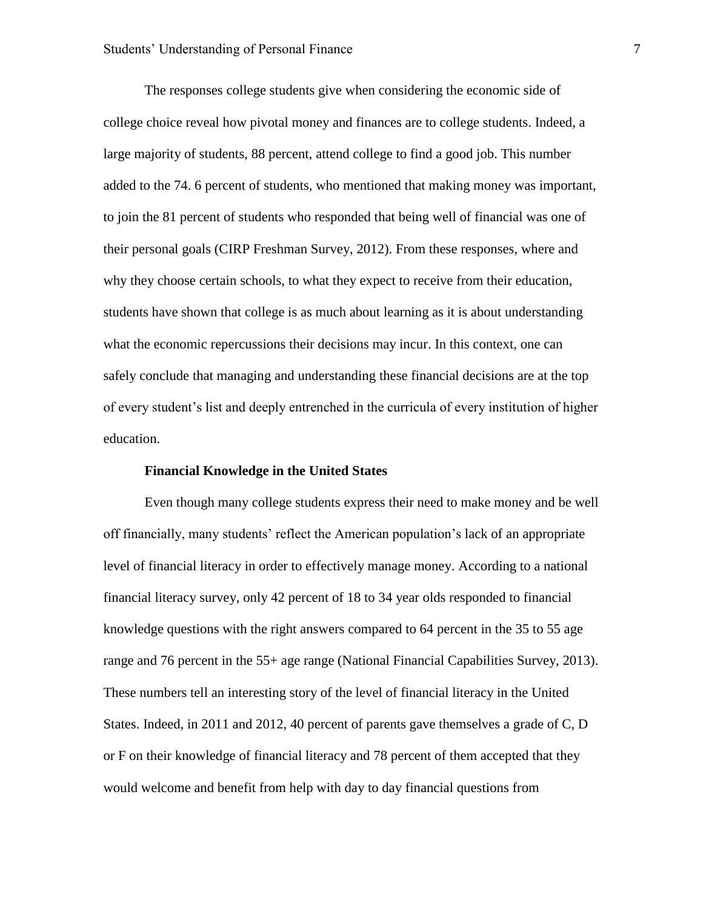The responses college students give when considering the economic side of college choice reveal how pivotal money and finances are to college students. Indeed, a large majority of students, 88 percent, attend college to find a good job. This number added to the 74. 6 percent of students, who mentioned that making money was important, to join the 81 percent of students who responded that being well of financial was one of their personal goals (CIRP Freshman Survey, 2012). From these responses, where and why they choose certain schools, to what they expect to receive from their education, students have shown that college is as much about learning as it is about understanding what the economic repercussions their decisions may incur. In this context, one can safely conclude that managing and understanding these financial decisions are at the top of every student's list and deeply entrenched in the curricula of every institution of higher education.

**Financial Knowledge in the United States**

Even though many college students express their need to make money and be well off financially, many students' reflect the American population's lack of an appropriate level of financial literacy in order to effectively manage money. According to a national financial literacy survey, only 42 percent of 18 to 34 year olds responded to financial knowledge questions with the right answers compared to 64 percent in the 35 to 55 age range and 76 percent in the 55+ age range (National Financial Capabilities Survey, 2013). These numbers tell an interesting story of the level of financial literacy in the United States. Indeed, in 2011 and 2012, 40 percent of parents gave themselves a grade of C, D or F on their knowledge of financial literacy and 78 percent of them accepted that they would welcome and benefit from help with day to day financial questions from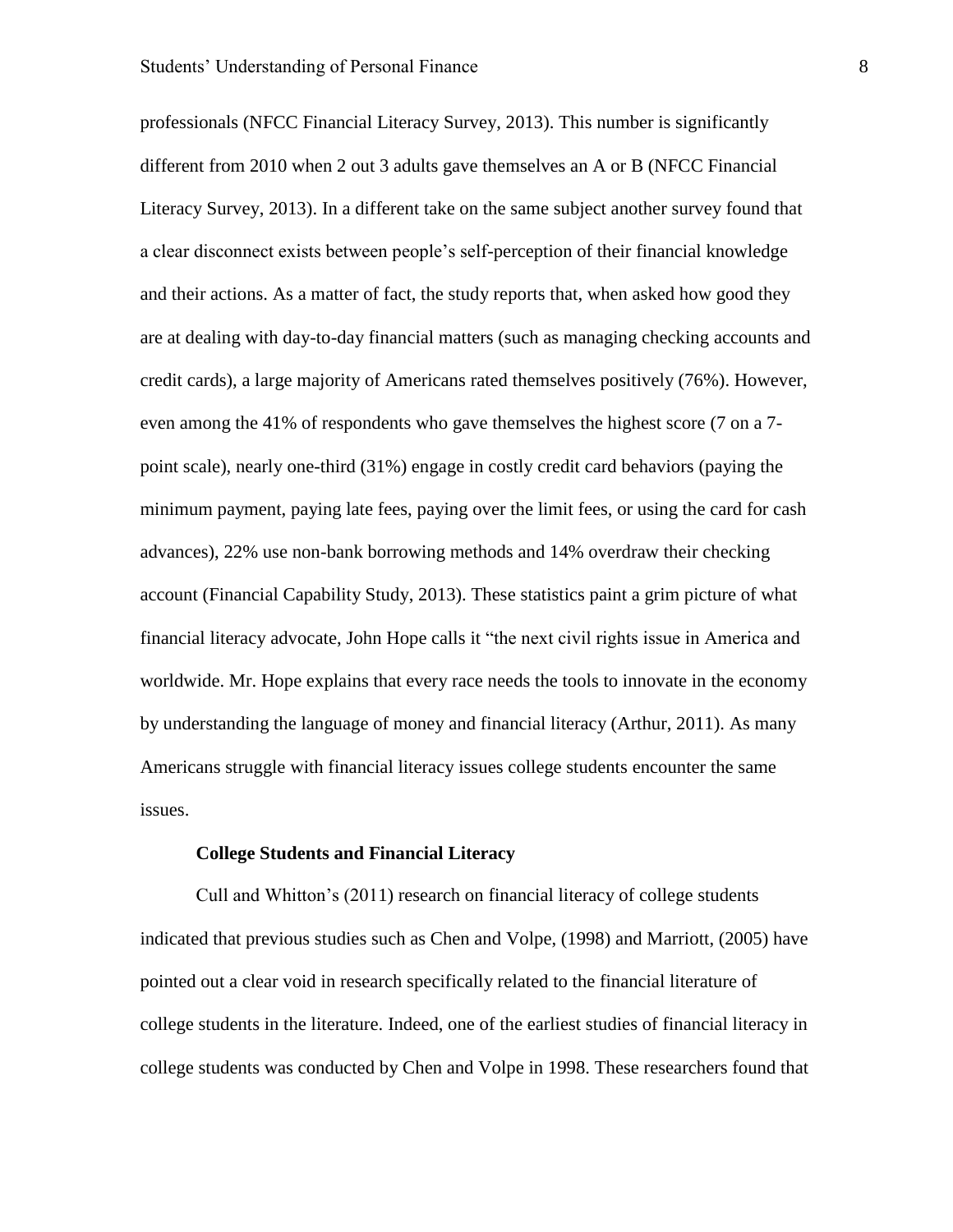professionals (NFCC Financial Literacy Survey, 2013). This number is significantly different from 2010 when 2 out 3 adults gave themselves an A or B (NFCC Financial Literacy Survey, 2013). In a different take on the same subject another survey found that a clear disconnect exists between people's self-perception of their financial knowledge and their actions. As a matter of fact, the study reports that, when asked how good they are at dealing with day-to-day financial matters (such as managing checking accounts and credit cards), a large majority of Americans rated themselves positively (76%). However, even among the 41% of respondents who gave themselves the highest score (7 on a 7-point scale), nearly one-third (31%) engage in costly credit card behaviors (paying the minimum payment, paying late fees, paying over the limit fees, or using the card for cash advances), 22% use non-bank borrowing methods and 14% overdraw their checking account (Financial Capability Study, 2013). These statistics paint a grim picture of what financial literacy advocate, John Hope calls it "the next civil rights issue in America and worldwide. Mr. Hope explains that every race needs the tools to innovate in the economy by understanding the language of money and financial literacy (Arthur, 2011). As many Americans struggle with financial literacy issues college students encounter the same issues.

## College Students and Financial Literacy

Cull and Whitton's (2011) research on financial literacy of college students indicated that previous studies such as Chen and Volpe, (1998) and Marriott, (2005) have pointed out a clear void in research specifically related to the financial literature of college students in the literature. Indeed, one of the earliest studies of financial literacy in college students was conducted by Chen and Volpe in 1998. These researchers found that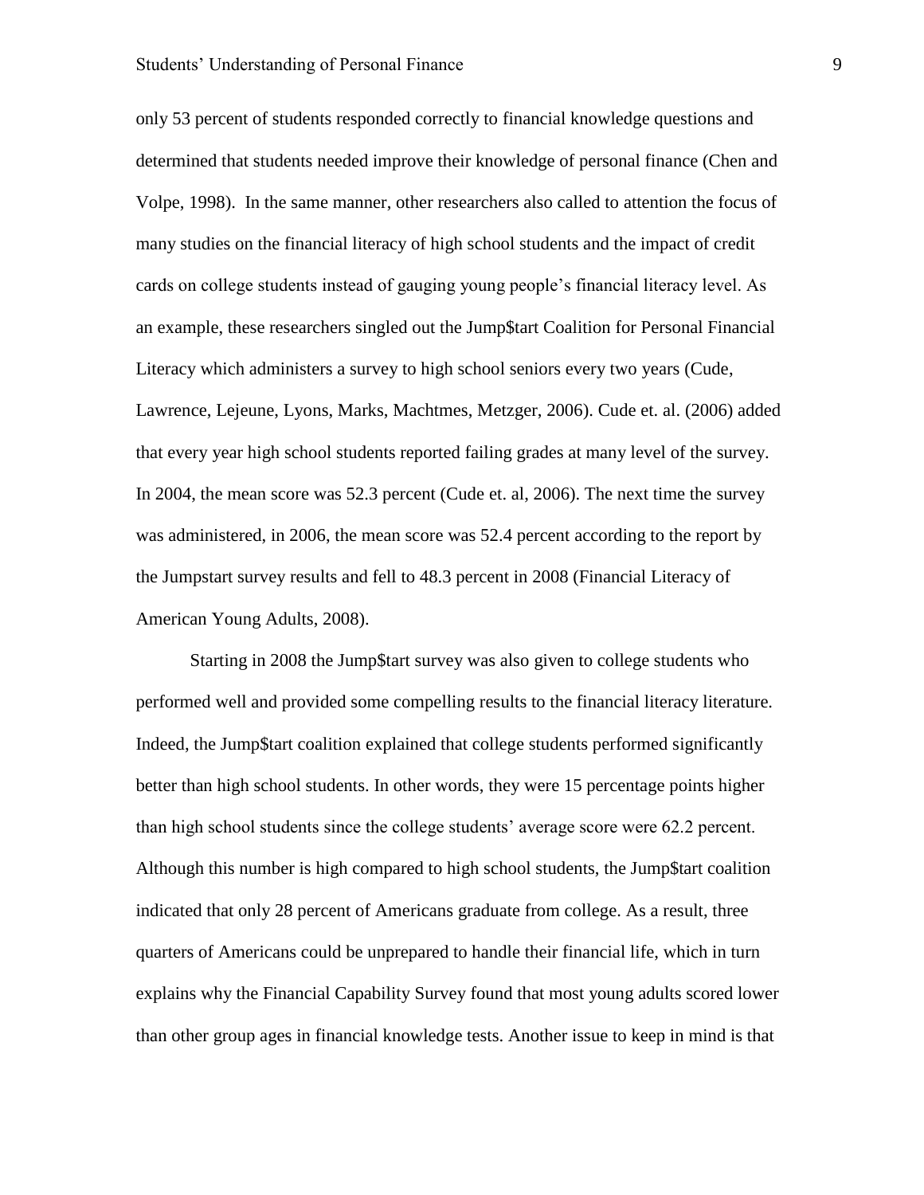only 53 percent of students responded correctly to financial knowledge questions and determined that students needed improve their knowledge of personal finance (Chen and Volpe, 1998). In the same manner, other researchers also called to attention the focus of many studies on the financial literacy of high school students and the impact of credit cards on college students instead of gauging young people's financial literacy level. As an example, these researchers singled out the Jump$tart Coalition for Personal Financial Literacy which administers a survey to high school seniors every two years (Cude, Lawrence, Lejeune, Lyons, Marks, Machtmes, Metzger, 2006). Cude et. al. (2006) added that every year high school students reported failing grades at many level of the survey. In 2004, the mean score was 52.3 percent (Cude et. al, 2006). The next time the survey was administered, in 2006, the mean score was 52.4 percent according to the report by the Jumpstart survey results and fell to 48.3 percent in 2008 (Financial Literacy of American Young Adults, 2008).

Starting in 2008 the Jump$tart survey was also given to college students who performed well and provided some compelling results to the financial literacy literature. Indeed, the Jump$tart coalition explained that college students performed significantly better than high school students. In other words, they were 15 percentage points higher than high school students since the college students' average score were 62.2 percent. Although this number is high compared to high school students, the Jump$tart coalition indicated that only 28 percent of Americans graduate from college. As a result, three quarters of Americans could be unprepared to handle their financial life, which in turn explains why the Financial Capability Survey found that most young adults scored lower than other group ages in financial knowledge tests. Another issue to keep in mind is that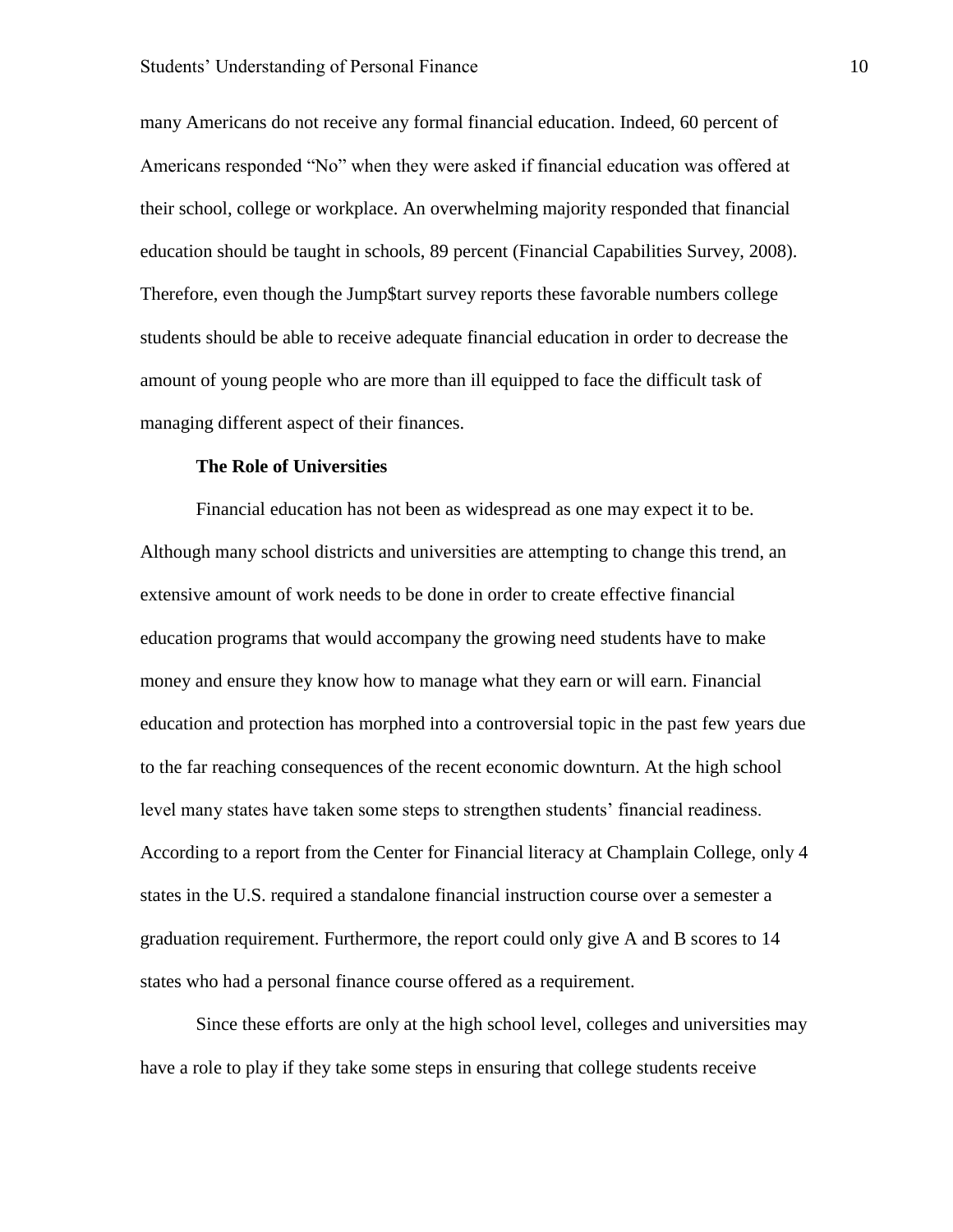many Americans do not receive any formal financial education. Indeed, 60 percent of Americans responded "No" when they were asked if financial education was offered at their school, college or workplace. An overwhelming majority responded that financial education should be taught in schools, 89 percent (Financial Capabilities Survey, 2008). Therefore, even though the Jump$tart survey reports these favorable numbers college students should be able to receive adequate financial education in order to decrease the amount of young people who are more than ill equipped to face the difficult task of managing different aspect of their finances.

**The Role of Universities**

Financial education has not been as widespread as one may expect it to be. Although many school districts and universities are attempting to change this trend, an extensive amount of work needs to be done in order to create effective financial education programs that would accompany the growing need students have to make money and ensure they know how to manage what they earn or will earn. Financial education and protection has morphed into a controversial topic in the past few years due to the far reaching consequences of the recent economic downturn. At the high school level many states have taken some steps to strengthen students' financial readiness. According to a report from the Center for Financial literacy at Champlain College, only 4 states in the U.S. required a standalone financial instruction course over a semester a graduation requirement. Furthermore, the report could only give A and B scores to 14 states who had a personal finance course offered as a requirement.

Since these efforts are only at the high school level, colleges and universities may have a role to play if they take some steps in ensuring that college students receive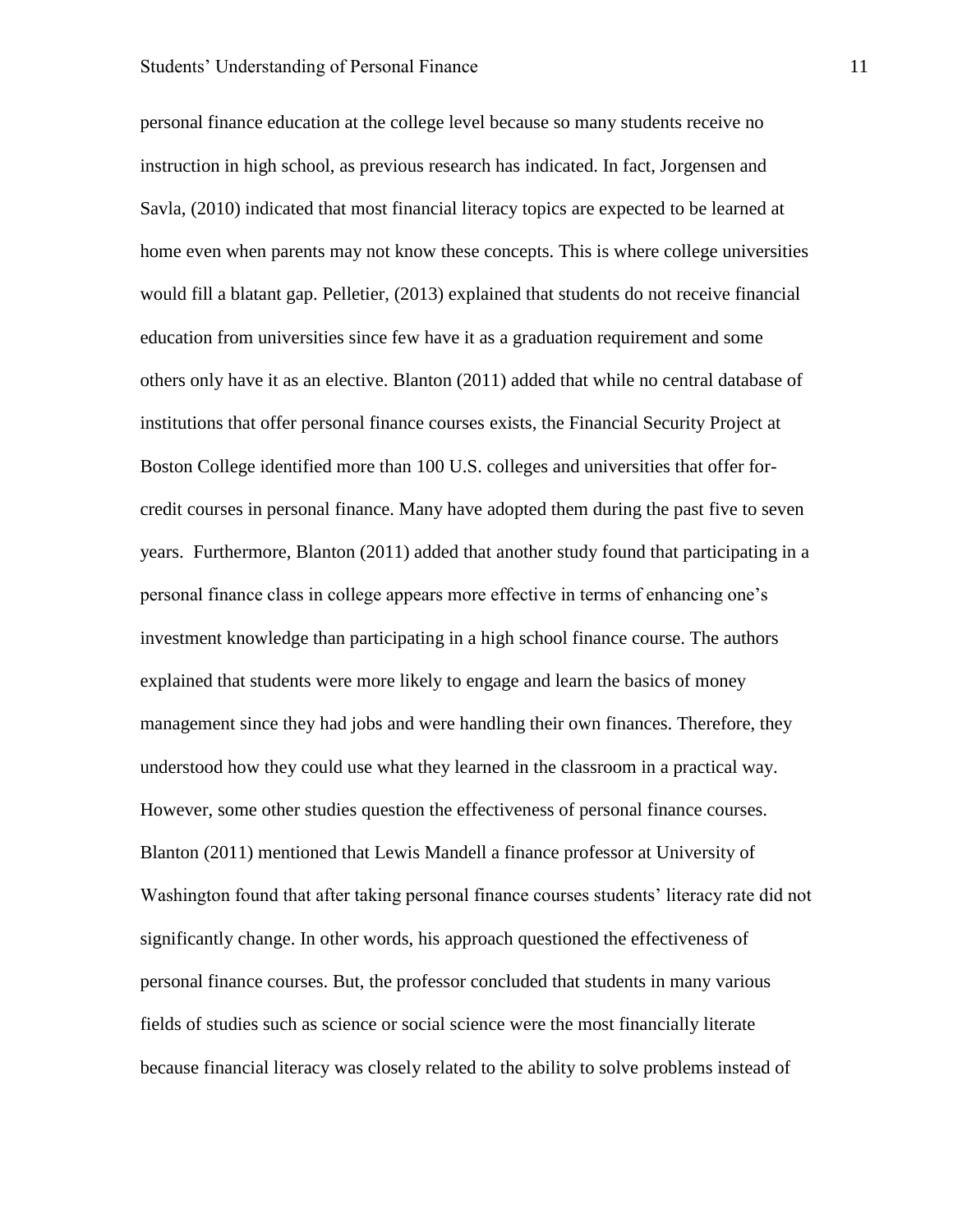personal finance education at the college level because so many students receive no instruction in high school, as previous research has indicated. In fact, Jorgensen and Savla, (2010) indicated that most financial literacy topics are expected to be learned at home even when parents may not know these concepts. This is where college universities would fill a blatant gap. Pelletier, (2013) explained that students do not receive financial education from universities since few have it as a graduation requirement and some others only have it as an elective. Blanton (2011) added that while no central database of institutions that offer personal finance courses exists, the Financial Security Project at Boston College identified more than 100 U.S. colleges and universities that offer for-credit courses in personal finance. Many have adopted them during the past five to seven years. Furthermore, Blanton (2011) added that another study found that participating in a personal finance class in college appears more effective in terms of enhancing one's investment knowledge than participating in a high school finance course. The authors explained that students were more likely to engage and learn the basics of money management since they had jobs and were handling their own finances. Therefore, they understood how they could use what they learned in the classroom in a practical way. However, some other studies question the effectiveness of personal finance courses. Blanton (2011) mentioned that Lewis Mandell a finance professor at University of Washington found that after taking personal finance courses students' literacy rate did not significantly change. In other words, his approach questioned the effectiveness of personal finance courses. But, the professor concluded that students in many various fields of studies such as science or social science were the most financially literate because financial literacy was closely related to the ability to solve problems instead of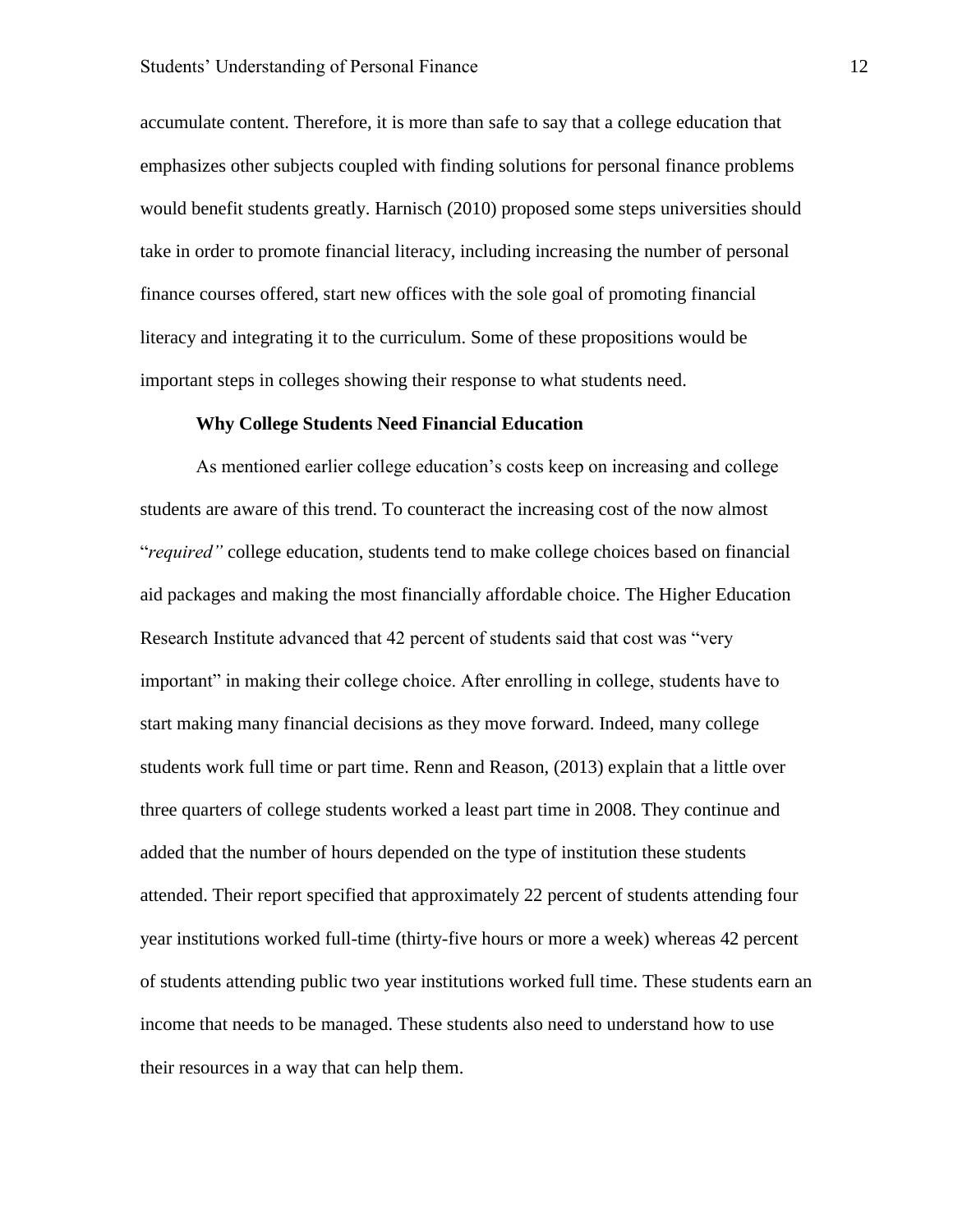accumulate content. Therefore, it is more than safe to say that a college education that emphasizes other subjects coupled with finding solutions for personal finance problems would benefit students greatly. Harnisch (2010) proposed some steps universities should take in order to promote financial literacy, including increasing the number of personal finance courses offered, start new offices with the sole goal of promoting financial literacy and integrating it to the curriculum. Some of these propositions would be important steps in colleges showing their response to what students need.

**Why College Students Need Financial Education**

As mentioned earlier college education's costs keep on increasing and college students are aware of this trend. To counteract the increasing cost of the now almost "*required"* college education, students tend to make college choices based on financial aid packages and making the most financially affordable choice. The Higher Education Research Institute advanced that 42 percent of students said that cost was "very important" in making their college choice. After enrolling in college, students have to start making many financial decisions as they move forward. Indeed, many college students work full time or part time. Renn and Reason, (2013) explain that a little over three quarters of college students worked a least part time in 2008. They continue and added that the number of hours depended on the type of institution these students attended. Their report specified that approximately 22 percent of students attending four year institutions worked full-time (thirty-five hours or more a week) whereas 42 percent of students attending public two year institutions worked full time. These students earn an income that needs to be managed. These students also need to understand how to use their resources in a way that can help them.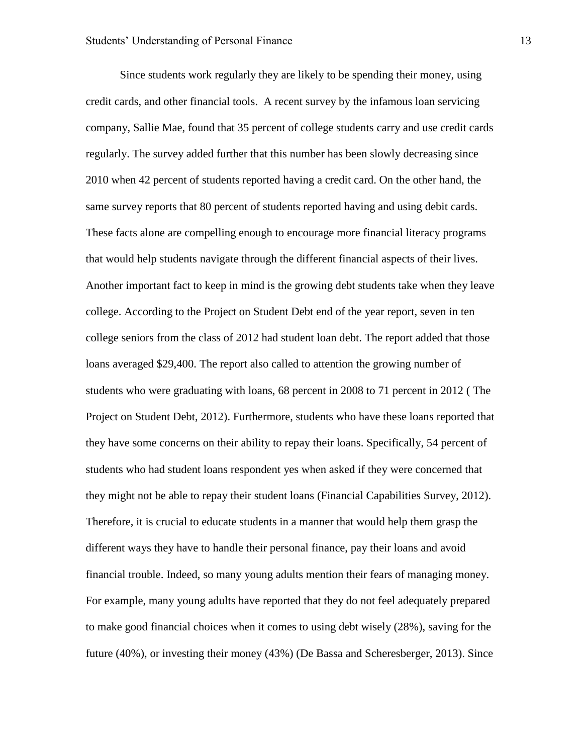Since students work regularly they are likely to be spending their money, using credit cards, and other financial tools.  A recent survey by the infamous loan servicing company, Sallie Mae, found that 35 percent of college students carry and use credit cards regularly. The survey added further that this number has been slowly decreasing since 2010 when 42 percent of students reported having a credit card. On the other hand, the same survey reports that 80 percent of students reported having and using debit cards. These facts alone are compelling enough to encourage more financial literacy programs that would help students navigate through the different financial aspects of their lives. Another important fact to keep in mind is the growing debt students take when they leave college. According to the Project on Student Debt end of the year report, seven in ten college seniors from the class of 2012 had student loan debt. The report added that those loans averaged $29,400. The report also called to attention the growing number of students who were graduating with loans, 68 percent in 2008 to 71 percent in 2012 ( The Project on Student Debt, 2012). Furthermore, students who have these loans reported that they have some concerns on their ability to repay their loans. Specifically, 54 percent of students who had student loans respondent yes when asked if they were concerned that they might not be able to repay their student loans (Financial Capabilities Survey, 2012). Therefore, it is crucial to educate students in a manner that would help them grasp the different ways they have to handle their personal finance, pay their loans and avoid financial trouble. Indeed, so many young adults mention their fears of managing money. For example, many young adults have reported that they do not feel adequately prepared to make good financial choices when it comes to using debt wisely (28%), saving for the future (40%), or investing their money (43%) (De Bassa and Scheresberger, 2013). Since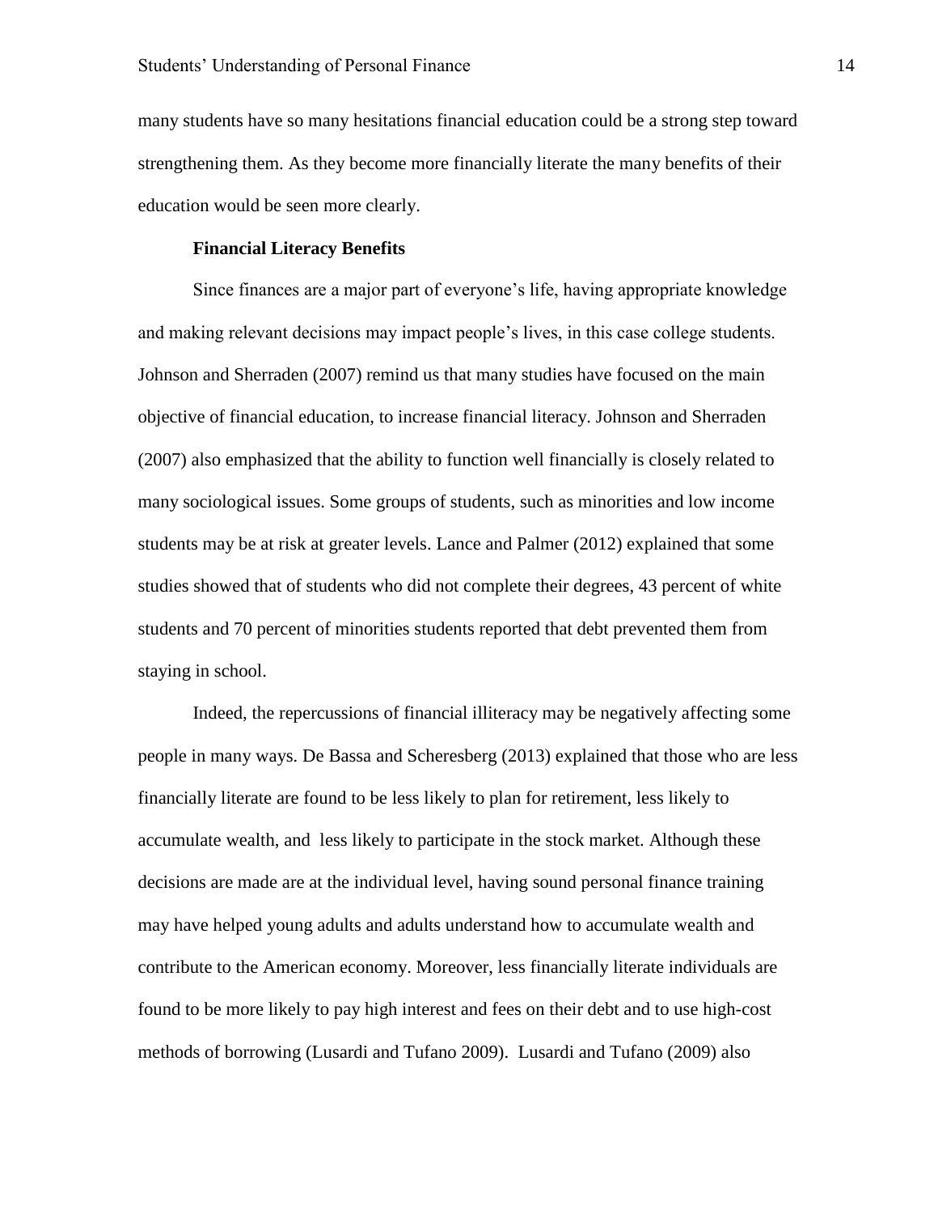many students have so many hesitations financial education could be a strong step toward strengthening them. As they become more financially literate the many benefits of their education would be seen more clearly.

### Financial Literacy Benefits

Since finances are a major part of everyone's life, having appropriate knowledge and making relevant decisions may impact people's lives, in this case college students. Johnson and Sherraden (2007) remind us that many studies have focused on the main objective of financial education, to increase financial literacy. Johnson and Sherraden (2007) also emphasized that the ability to function well financially is closely related to many sociological issues. Some groups of students, such as minorities and low income students may be at risk at greater levels. Lance and Palmer (2012) explained that some studies showed that of students who did not complete their degrees, 43 percent of white students and 70 percent of minorities students reported that debt prevented them from staying in school.

Indeed, the repercussions of financial illiteracy may be negatively affecting some people in many ways. De Bassa and Scheresberg (2013) explained that those who are less financially literate are found to be less likely to plan for retirement, less likely to accumulate wealth, and less likely to participate in the stock market. Although these decisions are made are at the individual level, having sound personal finance training may have helped young adults and adults understand how to accumulate wealth and contribute to the American economy. Moreover, less financially literate individuals are found to be more likely to pay high interest and fees on their debt and to use high-cost methods of borrowing (Lusardi and Tufano 2009). Lusardi and Tufano (2009) also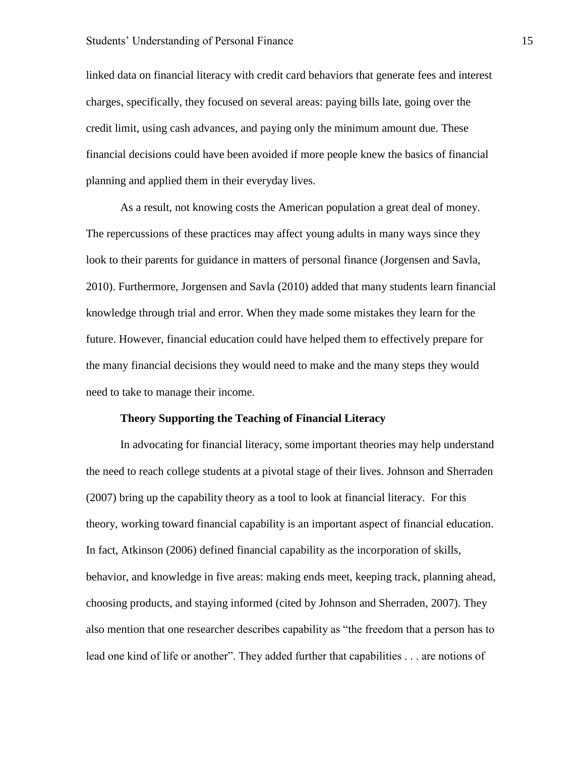linked data on financial literacy with credit card behaviors that generate fees and interest charges, specifically, they focused on several areas: paying bills late, going over the credit limit, using cash advances, and paying only the minimum amount due. These financial decisions could have been avoided if more people knew the basics of financial planning and applied them in their everyday lives.

As a result, not knowing costs the American population a great deal of money. The repercussions of these practices may affect young adults in many ways since they look to their parents for guidance in matters of personal finance (Jorgensen and Savla, 2010). Furthermore, Jorgensen and Savla (2010) added that many students learn financial knowledge through trial and error. When they made some mistakes they learn for the future. However, financial education could have helped them to effectively prepare for the many financial decisions they would need to make and the many steps they would need to take to manage their income.

**Theory Supporting the Teaching of Financial Literacy**

In advocating for financial literacy, some important theories may help understand the need to reach college students at a pivotal stage of their lives. Johnson and Sherraden (2007) bring up the capability theory as a tool to look at financial literacy. For this theory, working toward financial capability is an important aspect of financial education. In fact, Atkinson (2006) defined financial capability as the incorporation of skills, behavior, and knowledge in five areas: making ends meet, keeping track, planning ahead, choosing products, and staying informed (cited by Johnson and Sherraden, 2007). They also mention that one researcher describes capability as "the freedom that a person has to lead one kind of life or another". They added further that capabilities . . . are notions of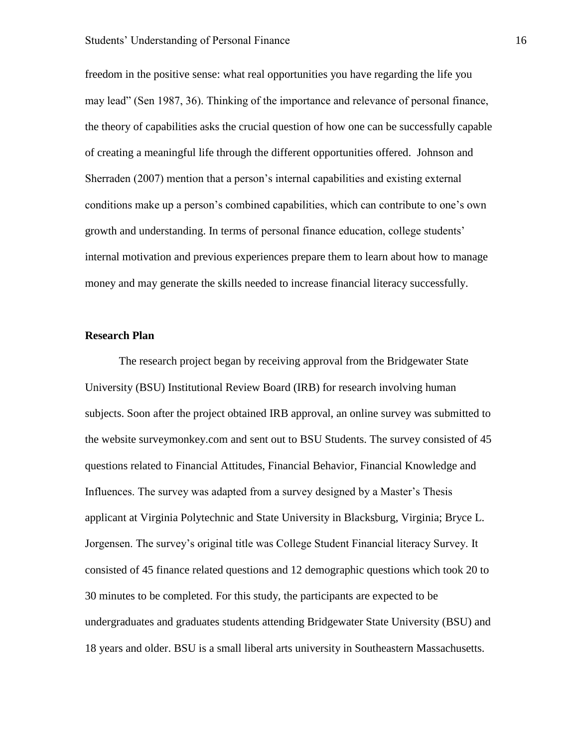freedom in the positive sense: what real opportunities you have regarding the life you may lead" (Sen 1987, 36). Thinking of the importance and relevance of personal finance, the theory of capabilities asks the crucial question of how one can be successfully capable of creating a meaningful life through the different opportunities offered.  Johnson and Sherraden (2007) mention that a person's internal capabilities and existing external conditions make up a person's combined capabilities, which can contribute to one's own growth and understanding. In terms of personal finance education, college students' internal motivation and previous experiences prepare them to learn about how to manage money and may generate the skills needed to increase financial literacy successfully.

**Research Plan**

The research project began by receiving approval from the Bridgewater State University (BSU) Institutional Review Board (IRB) for research involving human subjects. Soon after the project obtained IRB approval, an online survey was submitted to the website surveymonkey.com and sent out to BSU Students. The survey consisted of 45 questions related to Financial Attitudes, Financial Behavior, Financial Knowledge and Influences. The survey was adapted from a survey designed by a Master's Thesis applicant at Virginia Polytechnic and State University in Blacksburg, Virginia; Bryce L. Jorgensen. The survey's original title was College Student Financial literacy Survey. It consisted of 45 finance related questions and 12 demographic questions which took 20 to 30 minutes to be completed. For this study, the participants are expected to be undergraduates and graduates students attending Bridgewater State University (BSU) and 18 years and older. BSU is a small liberal arts university in Southeastern Massachusetts.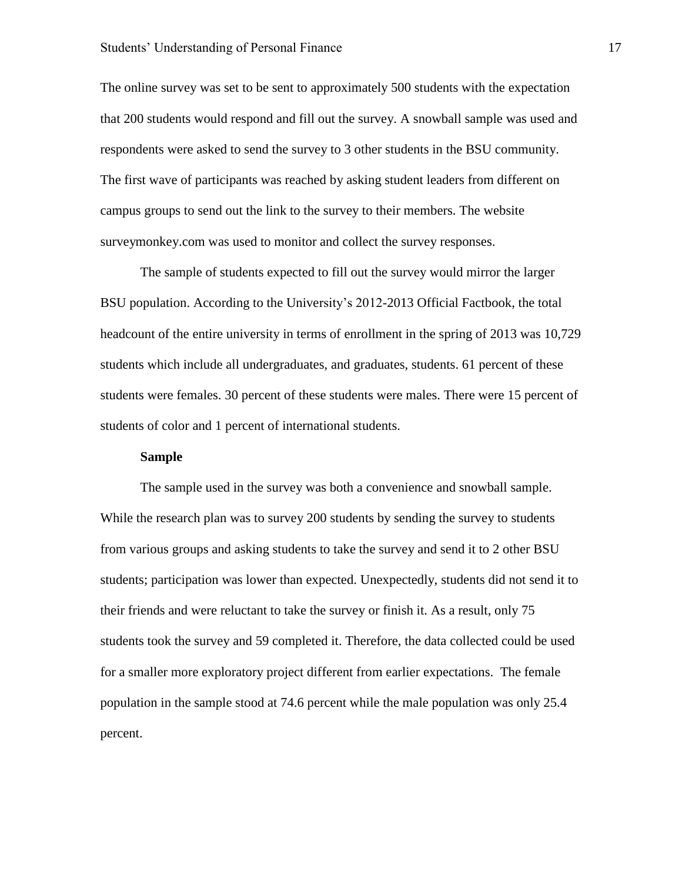The online survey was set to be sent to approximately 500 students with the expectation that 200 students would respond and fill out the survey. A snowball sample was used and respondents were asked to send the survey to 3 other students in the BSU community. The first wave of participants was reached by asking student leaders from different on campus groups to send out the link to the survey to their members. The website surveymonkey.com was used to monitor and collect the survey responses.

The sample of students expected to fill out the survey would mirror the larger BSU population. According to the University's 2012-2013 Official Factbook, the total headcount of the entire university in terms of enrollment in the spring of 2013 was 10,729 students which include all undergraduates, and graduates, students. 61 percent of these students were females. 30 percent of these students were males. There were 15 percent of students of color and 1 percent of international students.

**Sample**

The sample used in the survey was both a convenience and snowball sample. While the research plan was to survey 200 students by sending the survey to students from various groups and asking students to take the survey and send it to 2 other BSU students; participation was lower than expected. Unexpectedly, students did not send it to their friends and were reluctant to take the survey or finish it. As a result, only 75 students took the survey and 59 completed it. Therefore, the data collected could be used for a smaller more exploratory project different from earlier expectations. The female population in the sample stood at 74.6 percent while the male population was only 25.4 percent.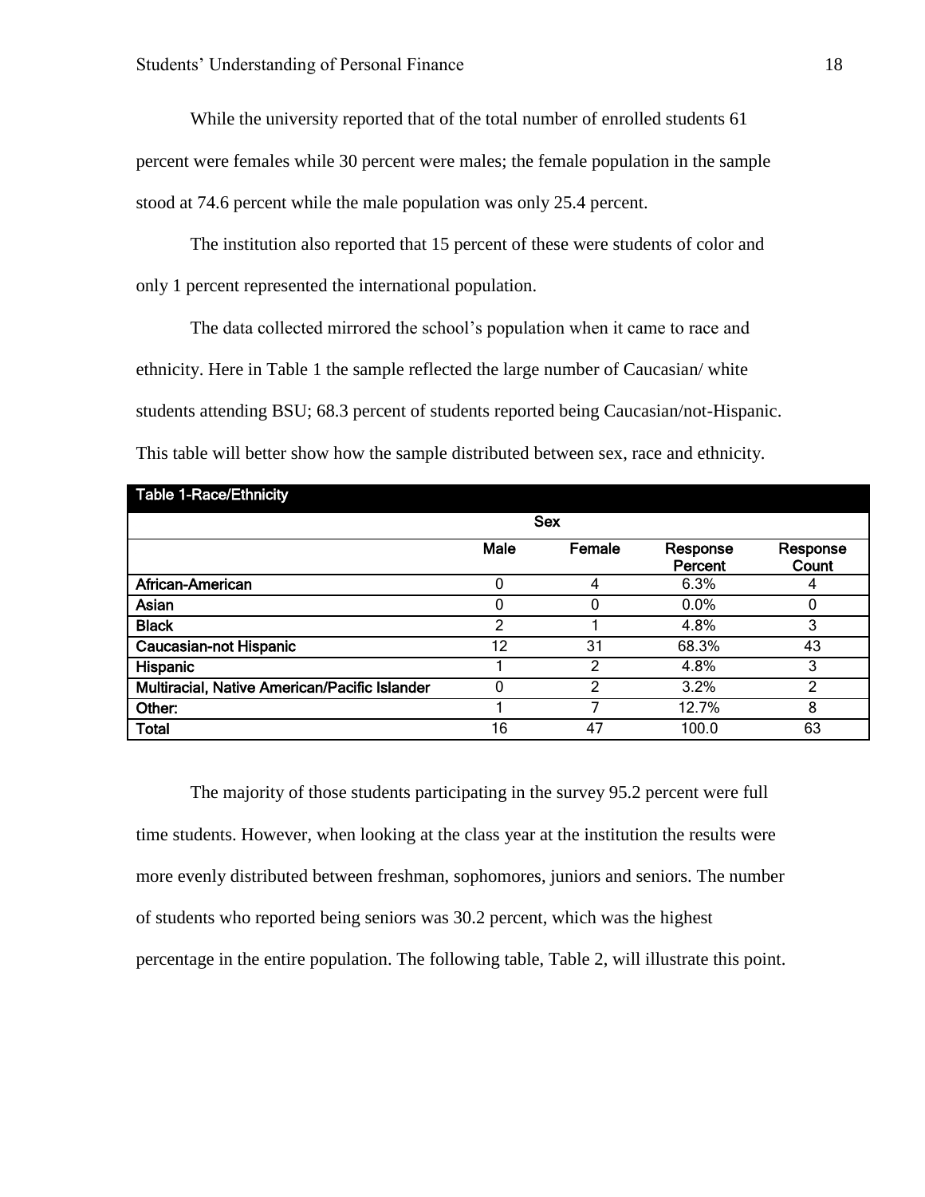While the university reported that of the total number of enrolled students 61 percent were females while 30 percent were males; the female population in the sample stood at 74.6 percent while the male population was only 25.4 percent.

The institution also reported that 15 percent of these were students of color and only 1 percent represented the international population.

The data collected mirrored the school's population when it came to race and ethnicity. Here in Table 1 the sample reflected the large number of Caucasian/ white students attending BSU; 68.3 percent of students reported being Caucasian/not-Hispanic. This table will better show how the sample distributed between sex, race and ethnicity.

**Table 1-Race/Ethnicity**

| | Sex | | | |
|---|---|---|---|---|
| | **Male** | **Female** | **Response Percent** | **Response Count** |
| **African-American** | 0 | 4 | 6.3% | 4 |
| **Asian** | 0 | 0 | 0.0% | 0 |
| **Black** | 2 | 1 | 4.8% | 3 |
| **Caucasian-not Hispanic** | 12 | 31 | 68.3% | 43 |
| **Hispanic** | 1 | 2 | 4.8% | 3 |
| **Multiracial, Native American/Pacific Islander** | 0 | 2 | 3.2% | 2 |
| **Other:** | 1 | 7 | 12.7% | 8 |
| **Total** | 16 | 47 | 100.0 | 63 |

The majority of those students participating in the survey 95.2 percent were full time students. However, when looking at the class year at the institution the results were more evenly distributed between freshman, sophomores, juniors and seniors. The number of students who reported being seniors was 30.2 percent, which was the highest percentage in the entire population. The following table, Table 2, will illustrate this point.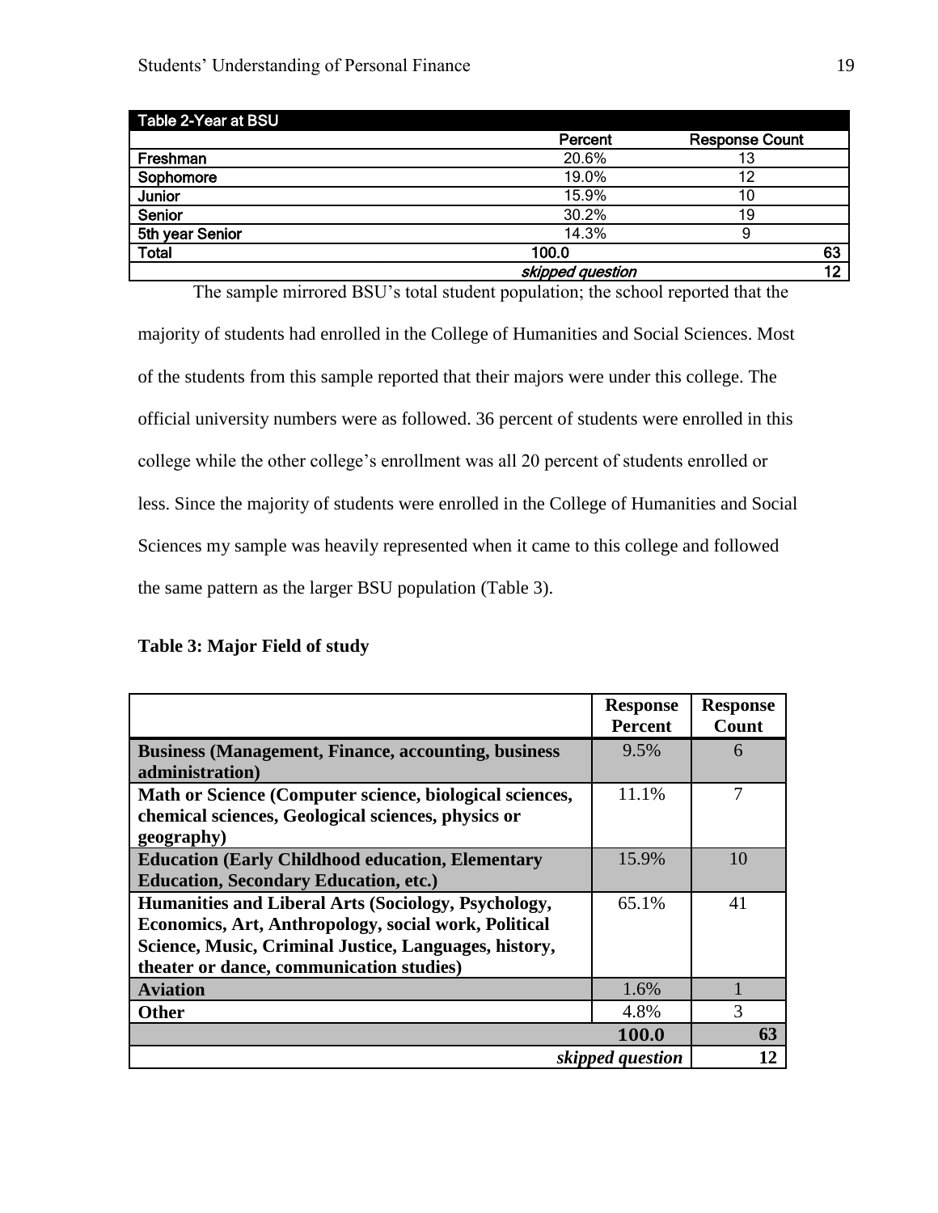| Table 2-Year at BSU | | |
|---|---|---|
| | Percent | Response Count |
| Freshman | 20.6% | 13 |
| Sophomore | 19.0% | 12 |
| Junior | 15.9% | 10 |
| Senior | 30.2% | 19 |
| 5th year Senior | 14.3% | 9 |
| Total | 100.0 | 63 |
| | *skipped question* | 12 |

The sample mirrored BSU's total student population; the school reported that the majority of students had enrolled in the College of Humanities and Social Sciences. Most of the students from this sample reported that their majors were under this college. The official university numbers were as followed. 36 percent of students were enrolled in this college while the other college's enrollment was all 20 percent of students enrolled or less. Since the majority of students were enrolled in the College of Humanities and Social Sciences my sample was heavily represented when it came to this college and followed the same pattern as the larger BSU population (Table 3).

**Table 3: Major Field of study**

| | Response Percent | Response Count |
|---|---|---|
| **Business (Management, Finance, accounting, business administration)** | 9.5% | 6 |
| **Math or Science (Computer science, biological sciences, chemical sciences, Geological sciences, physics or geography)** | 11.1% | 7 |
| **Education (Early Childhood education, Elementary Education, Secondary Education, etc.)** | 15.9% | 10 |
| **Humanities and Liberal Arts (Sociology, Psychology, Economics, Art, Anthropology, social work, Political Science, Music, Criminal Justice, Languages, history, theater or dance, communication studies)** | 65.1% | 41 |
| **Aviation** | 1.6% | 1 |
| **Other** | 4.8% | 3 |
| | **100.0** | **63** |
| | ***skipped question*** | **12** |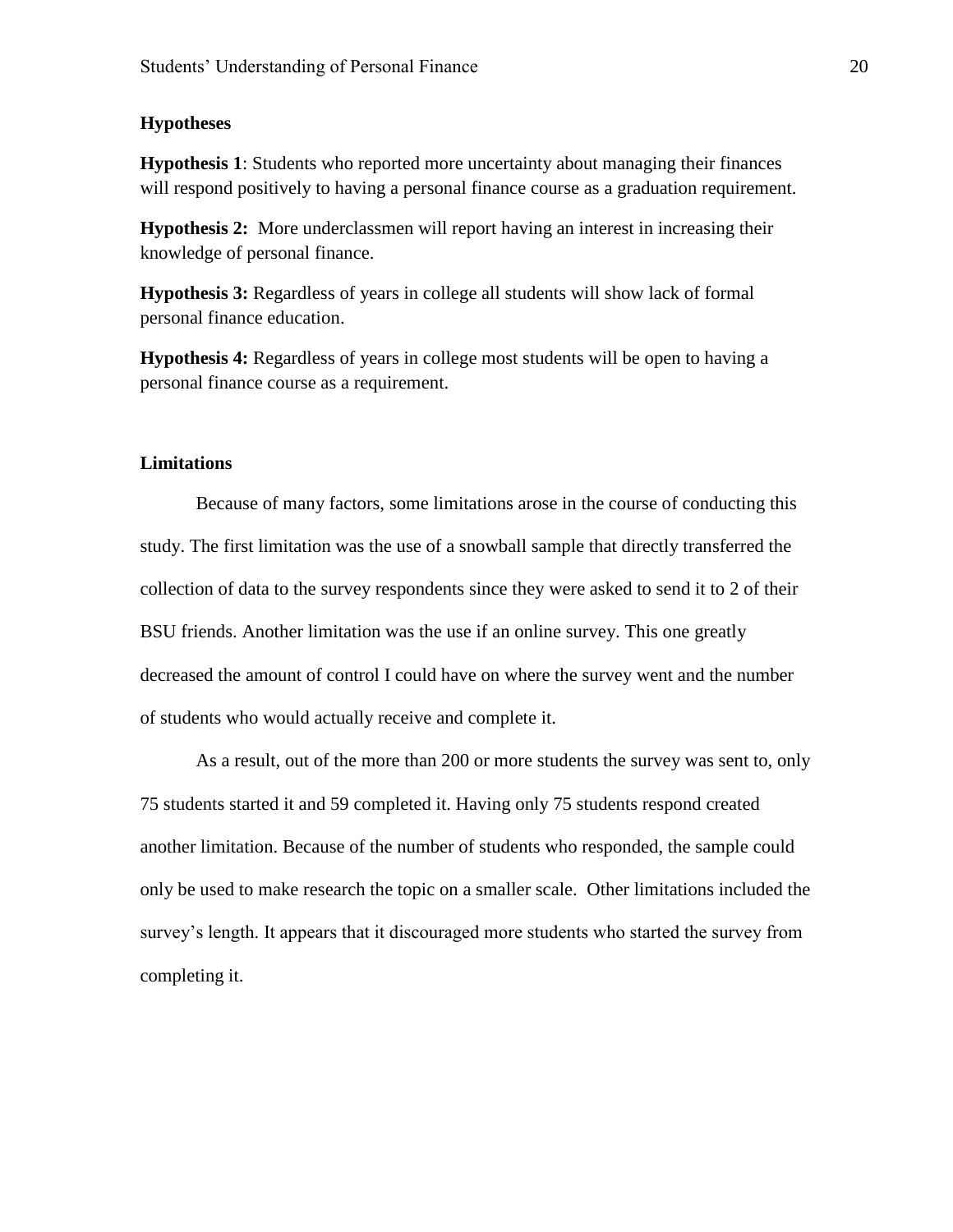## Hypotheses

**Hypothesis 1**: Students who reported more uncertainty about managing their finances will respond positively to having a personal finance course as a graduation requirement.

**Hypothesis 2:** More underclassmen will report having an interest in increasing their knowledge of personal finance.

**Hypothesis 3:** Regardless of years in college all students will show lack of formal personal finance education.

**Hypothesis 4:** Regardless of years in college most students will be open to having a personal finance course as a requirement.

## Limitations

Because of many factors, some limitations arose in the course of conducting this study. The first limitation was the use of a snowball sample that directly transferred the collection of data to the survey respondents since they were asked to send it to 2 of their BSU friends. Another limitation was the use if an online survey. This one greatly decreased the amount of control I could have on where the survey went and the number of students who would actually receive and complete it.

As a result, out of the more than 200 or more students the survey was sent to, only 75 students started it and 59 completed it. Having only 75 students respond created another limitation. Because of the number of students who responded, the sample could only be used to make research the topic on a smaller scale. Other limitations included the survey's length. It appears that it discouraged more students who started the survey from completing it.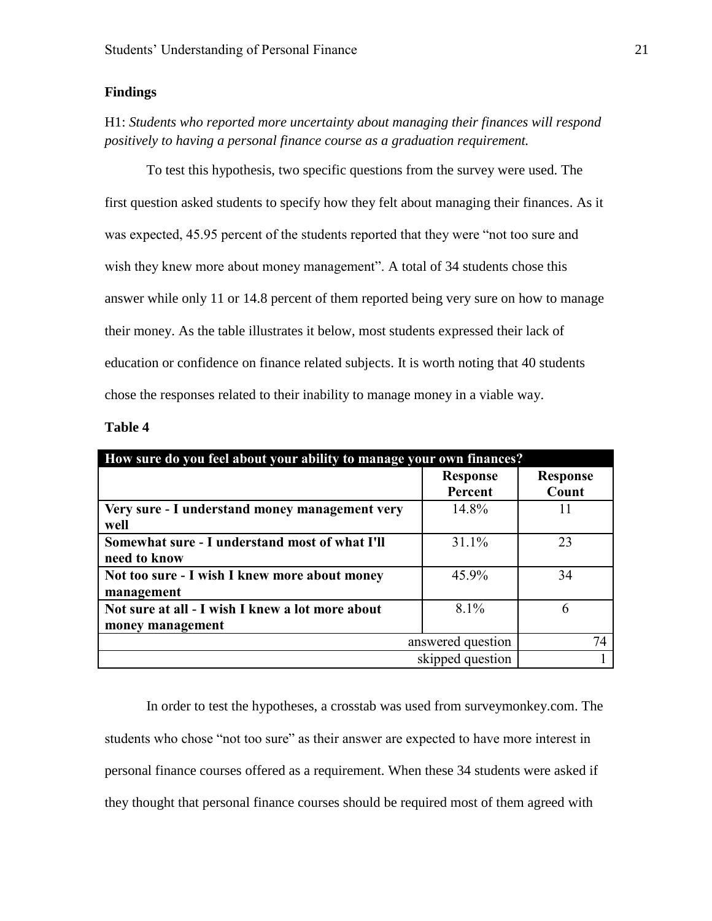## Findings

H1: *Students who reported more uncertainty about managing their finances will respond positively to having a personal finance course as a graduation requirement.*

To test this hypothesis, two specific questions from the survey were used. The first question asked students to specify how they felt about managing their finances. As it was expected, 45.95 percent of the students reported that they were "not too sure and wish they knew more about money management". A total of 34 students chose this answer while only 11 or 14.8 percent of them reported being very sure on how to manage their money. As the table illustrates it below, most students expressed their lack of education or confidence on finance related subjects. It is worth noting that 40 students chose the responses related to their inability to manage money in a viable way.

**Table 4**

| How sure do you feel about your ability to manage your own finances? | | |
|---|---|---|
| | **Response Percent** | **Response Count** |
| **Very sure - I understand money management very well** | 14.8% | 11 |
| **Somewhat sure - I understand most of what I'll need to know** | 31.1% | 23 |
| **Not too sure - I wish I knew more about money management** | 45.9% | 34 |
| **Not sure at all - I wish I knew a lot more about money management** | 8.1% | 6 |
| | answered question | 74 |
| | skipped question | 1 |

In order to test the hypotheses, a crosstab was used from surveymonkey.com. The students who chose "not too sure" as their answer are expected to have more interest in personal finance courses offered as a requirement. When these 34 students were asked if they thought that personal finance courses should be required most of them agreed with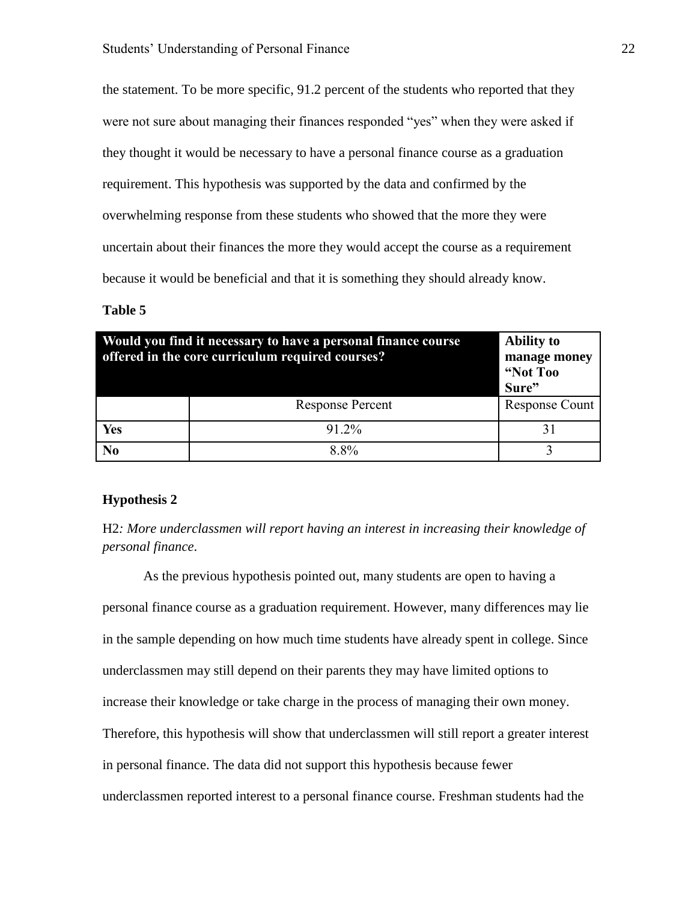the statement. To be more specific, 91.2 percent of the students who reported that they were not sure about managing their finances responded "yes" when they were asked if they thought it would be necessary to have a personal finance course as a graduation requirement. This hypothesis was supported by the data and confirmed by the overwhelming response from these students who showed that the more they were uncertain about their finances the more they would accept the course as a requirement because it would be beneficial and that it is something they should already know.

**Table 5**

| **Would you find it necessary to have a personal finance course offered in the core curriculum required courses?** | | **Ability to manage money "Not Too Sure"** |
|---|---|---|
| | Response Percent | Response Count |
| **Yes** | 91.2% | 31 |
| **No** | 8.8% | 3 |

**Hypothesis 2**

H2*: More underclassmen will report having an interest in increasing their knowledge of personal finance*.

As the previous hypothesis pointed out, many students are open to having a personal finance course as a graduation requirement. However, many differences may lie in the sample depending on how much time students have already spent in college. Since underclassmen may still depend on their parents they may have limited options to increase their knowledge or take charge in the process of managing their own money. Therefore, this hypothesis will show that underclassmen will still report a greater interest in personal finance. The data did not support this hypothesis because fewer underclassmen reported interest to a personal finance course. Freshman students had the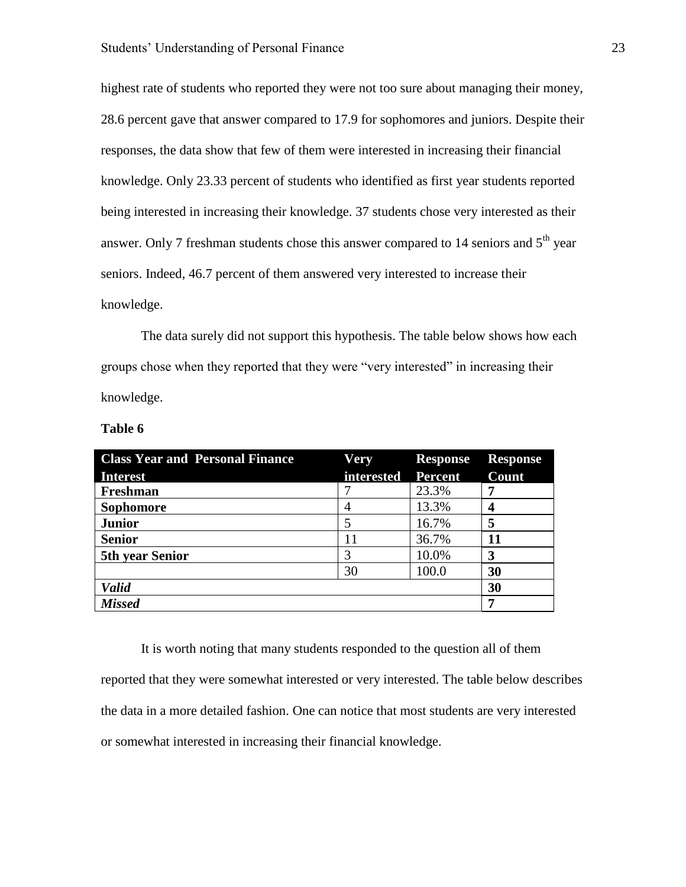highest rate of students who reported they were not too sure about managing their money, 28.6 percent gave that answer compared to 17.9 for sophomores and juniors. Despite their responses, the data show that few of them were interested in increasing their financial knowledge. Only 23.33 percent of students who identified as first year students reported being interested in increasing their knowledge. 37 students chose very interested as their answer. Only 7 freshman students chose this answer compared to 14 seniors and 5th year seniors. Indeed, 46.7 percent of them answered very interested to increase their knowledge.

The data surely did not support this hypothesis. The table below shows how each groups chose when they reported that they were "very interested" in increasing their knowledge.

**Table 6**

| Class Year and Personal Finance Interest | Very interested | Response Percent | Response Count |
|---|---|---|---|
| **Freshman** | 7 | 23.3% | **7** |
| **Sophomore** | 4 | 13.3% | **4** |
| **Junior** | 5 | 16.7% | **5** |
| **Senior** | 11 | 36.7% | **11** |
| **5th year Senior** | 3 | 10.0% | **3** |
| | 30 | 100.0 | **30** |
| ***Valid*** | | | **30** |
| ***Missed*** | | | **7** |

It is worth noting that many students responded to the question all of them reported that they were somewhat interested or very interested. The table below describes the data in a more detailed fashion. One can notice that most students are very interested or somewhat interested in increasing their financial knowledge.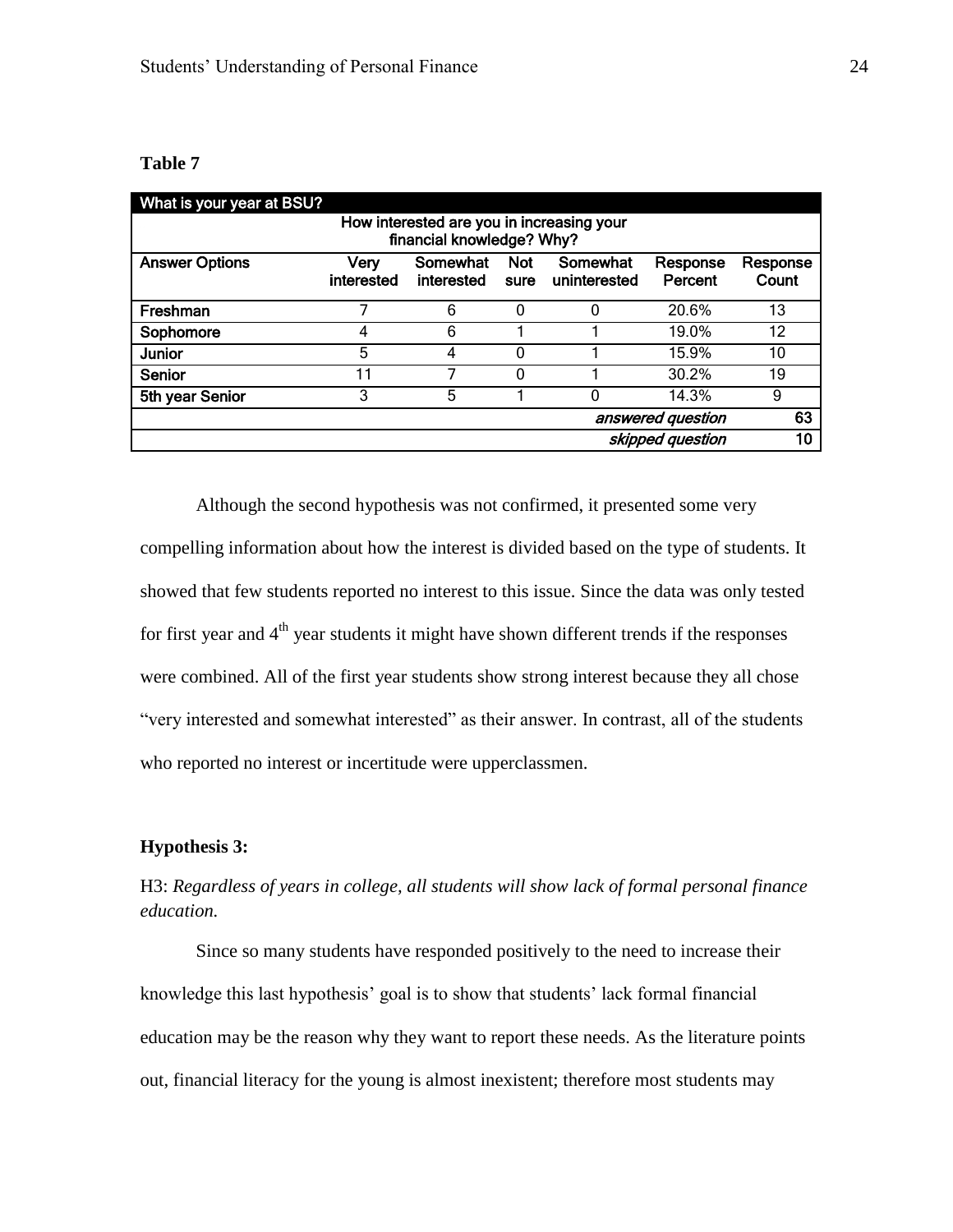**Table 7**

| What is your year at BSU? | | | | | | |
|---|---|---|---|---|---|---|
| How interested are you in increasing your financial knowledge? Why? | | | | | | |
| Answer Options | Very interested | Somewhat interested | Not sure | Somewhat uninterested | Response Percent | Response Count |
| Freshman | 7 | 6 | 0 | 0 | 20.6% | 13 |
| Sophomore | 4 | 6 | 1 | 1 | 19.0% | 12 |
| Junior | 5 | 4 | 0 | 1 | 15.9% | 10 |
| Senior | 11 | 7 | 0 | 1 | 30.2% | 19 |
| 5th year Senior | 3 | 5 | 1 | 0 | 14.3% | 9 |
| | | | | | *answered question* | 63 |
| | | | | | *skipped question* | 10 |

Although the second hypothesis was not confirmed, it presented some very compelling information about how the interest is divided based on the type of students. It showed that few students reported no interest to this issue. Since the data was only tested for first year and 4th year students it might have shown different trends if the responses were combined. All of the first year students show strong interest because they all chose "very interested and somewhat interested" as their answer. In contrast, all of the students who reported no interest or incertitude were upperclassmen.

**Hypothesis 3:**

H3: *Regardless of years in college, all students will show lack of formal personal finance education.*

Since so many students have responded positively to the need to increase their knowledge this last hypothesis' goal is to show that students' lack formal financial education may be the reason why they want to report these needs. As the literature points out, financial literacy for the young is almost inexistent; therefore most students may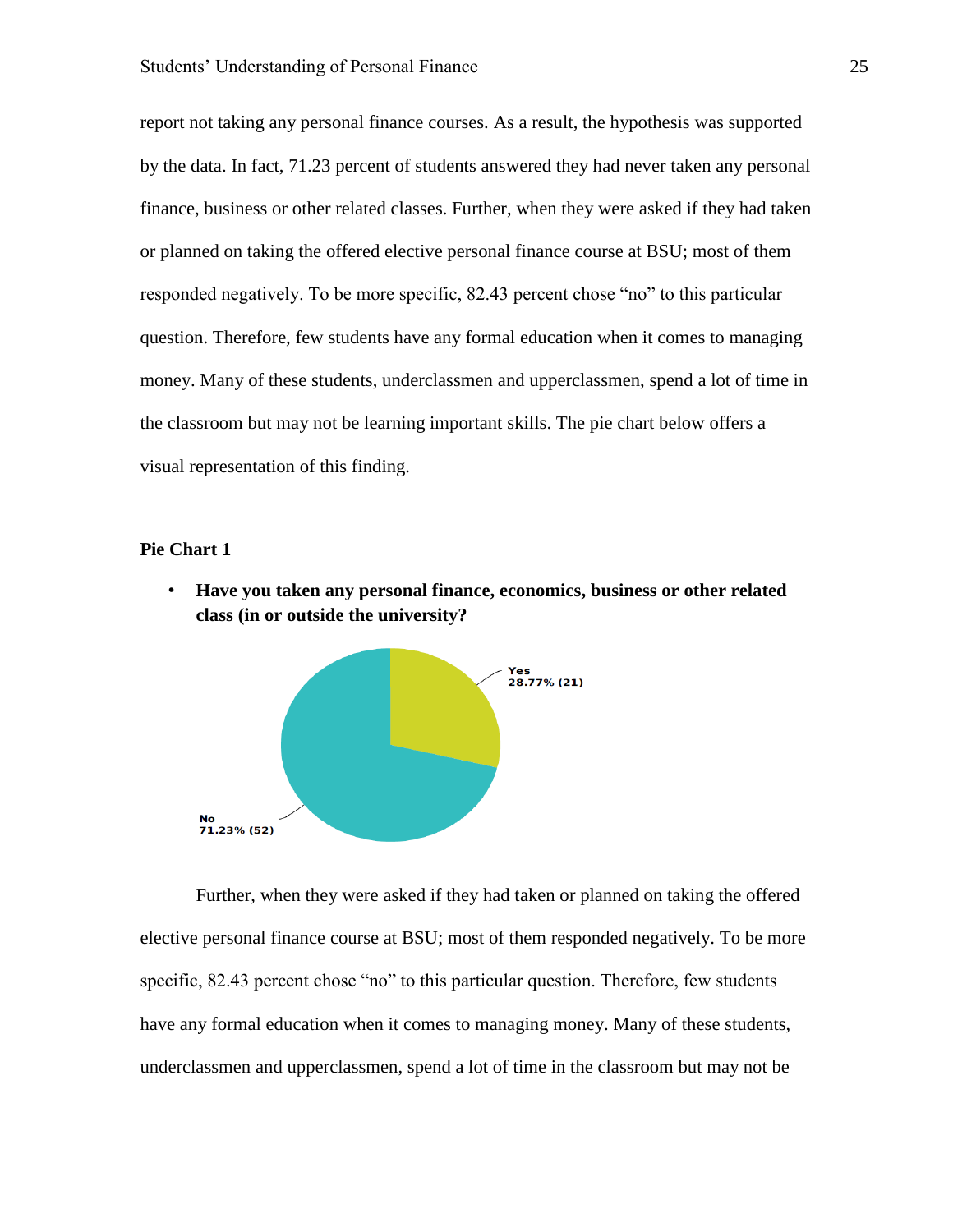report not taking any personal finance courses. As a result, the hypothesis was supported by the data. In fact, 71.23 percent of students answered they had never taken any personal finance, business or other related classes. Further, when they were asked if they had taken or planned on taking the offered elective personal finance course at BSU; most of them responded negatively. To be more specific, 82.43 percent chose "no" to this particular question. Therefore, few students have any formal education when it comes to managing money. Many of these students, underclassmen and upperclassmen, spend a lot of time in the classroom but may not be learning important skills. The pie chart below offers a visual representation of this finding.

**Pie Chart 1**

- **Have you taken any personal finance, economics, business or other related class (in or outside the university?**

Yes
28.77% (21)

No
71.23% (52)

Further, when they were asked if they had taken or planned on taking the offered elective personal finance course at BSU; most of them responded negatively. To be more specific, 82.43 percent chose "no" to this particular question. Therefore, few students have any formal education when it comes to managing money. Many of these students, underclassmen and upperclassmen, spend a lot of time in the classroom but may not be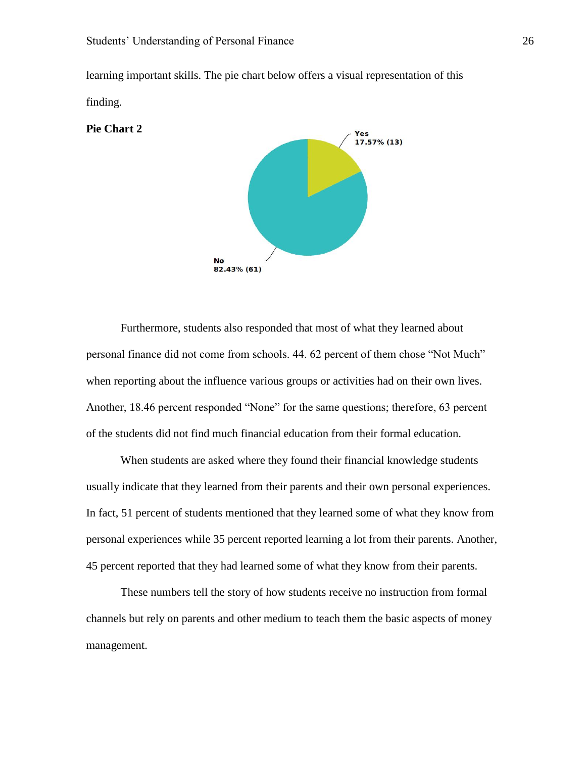learning important skills. The pie chart below offers a visual representation of this finding.

**Pie Chart 2**

Yes
17.57% (13)

No
82.43% (61)

Furthermore, students also responded that most of what they learned about personal finance did not come from schools. 44. 62 percent of them chose “Not Much” when reporting about the influence various groups or activities had on their own lives. Another, 18.46 percent responded “None” for the same questions; therefore, 63 percent of the students did not find much financial education from their formal education.

When students are asked where they found their financial knowledge students usually indicate that they learned from their parents and their own personal experiences. In fact, 51 percent of students mentioned that they learned some of what they know from personal experiences while 35 percent reported learning a lot from their parents. Another, 45 percent reported that they had learned some of what they know from their parents.

These numbers tell the story of how students receive no instruction from formal channels but rely on parents and other medium to teach them the basic aspects of money management.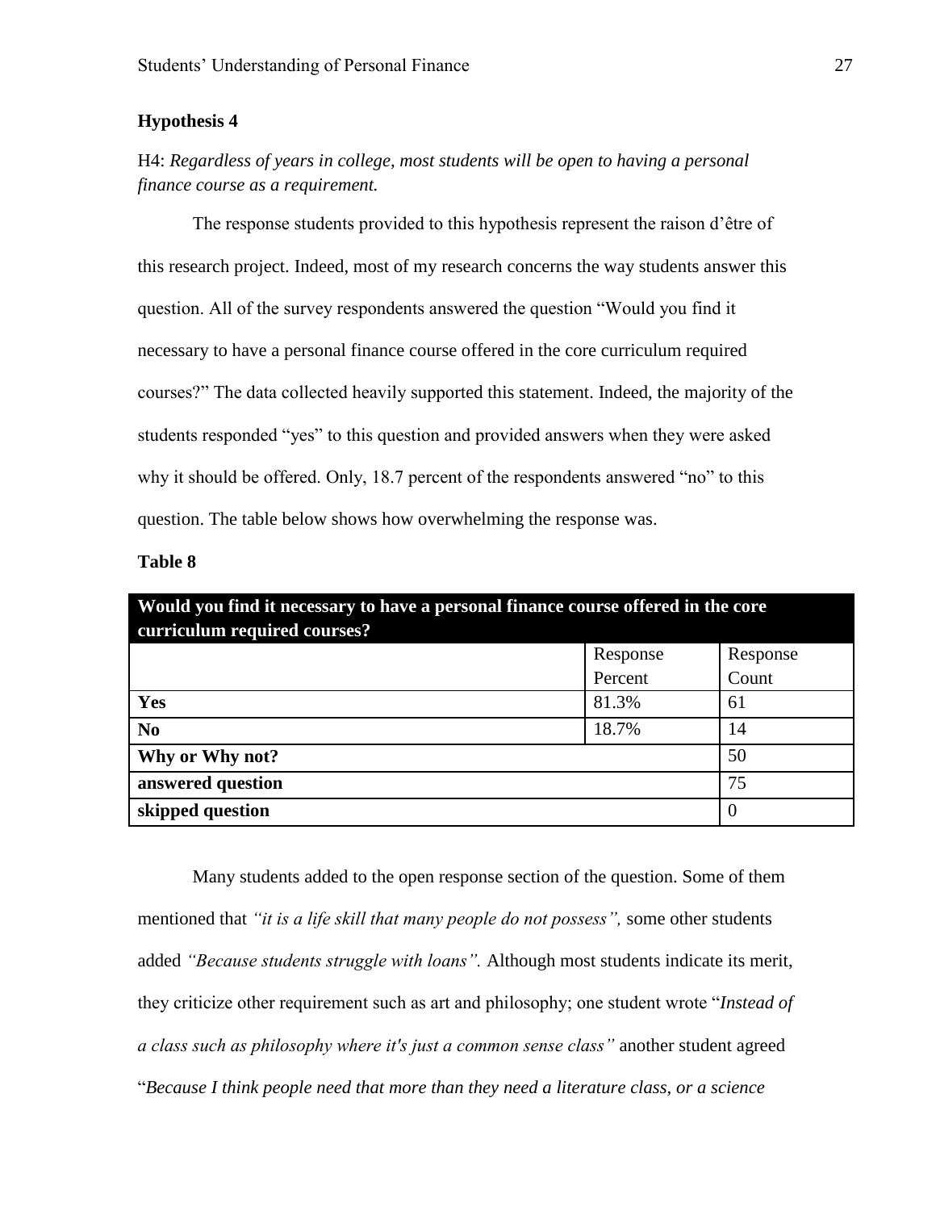**Hypothesis 4**

H4: *Regardless of years in college, most students will be open to having a personal finance course as a requirement.*

The response students provided to this hypothesis represent the raison d'être of this research project. Indeed, most of my research concerns the way students answer this question. All of the survey respondents answered the question "Would you find it necessary to have a personal finance course offered in the core curriculum required courses?" The data collected heavily supported this statement. Indeed, the majority of the students responded "yes" to this question and provided answers when they were asked why it should be offered. Only, 18.7 percent of the respondents answered "no" to this question. The table below shows how overwhelming the response was.

**Table 8**

| **Would you find it necessary to have a personal finance course offered in the core curriculum required courses?** | | |
|---|---|---|
| | Response Percent | Response Count |
| **Yes** | 81.3% | 61 |
| **No** | 18.7% | 14 |
| **Why or Why not?** | | 50 |
| **answered question** | | 75 |
| **skipped question** | | 0 |

Many students added to the open response section of the question. Some of them mentioned that *"it is a life skill that many people do not possess",* some other students added *"Because students struggle with loans".* Although most students indicate its merit, they criticize other requirement such as art and philosophy; one student wrote "*Instead of a class such as philosophy where it's just a common sense class"* another student agreed "*Because I think people need that more than they need a literature class, or a science*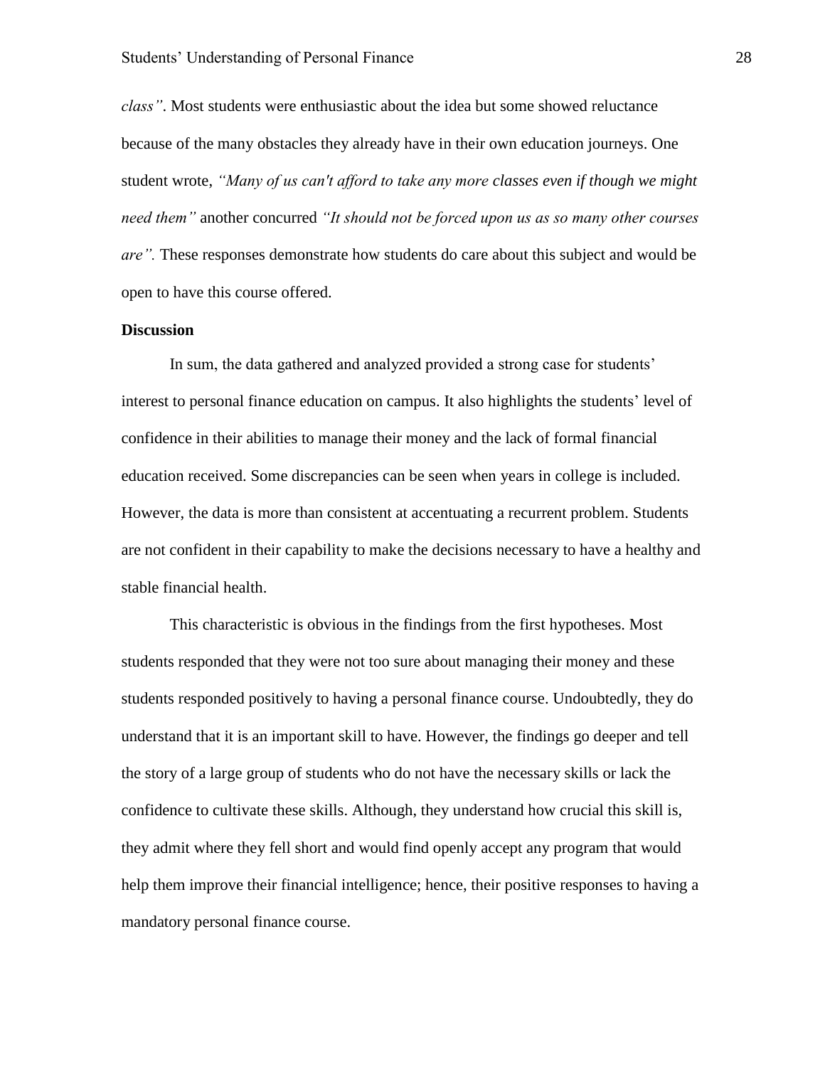*class"*. Most students were enthusiastic about the idea but some showed reluctance because of the many obstacles they already have in their own education journeys. One student wrote, *"Many of us can't afford to take any more classes even if though we might need them"* another concurred *"It should not be forced upon us as so many other courses are".* These responses demonstrate how students do care about this subject and would be open to have this course offered.

**Discussion**

In sum, the data gathered and analyzed provided a strong case for students' interest to personal finance education on campus. It also highlights the students' level of confidence in their abilities to manage their money and the lack of formal financial education received. Some discrepancies can be seen when years in college is included. However, the data is more than consistent at accentuating a recurrent problem. Students are not confident in their capability to make the decisions necessary to have a healthy and stable financial health.

This characteristic is obvious in the findings from the first hypotheses. Most students responded that they were not too sure about managing their money and these students responded positively to having a personal finance course. Undoubtedly, they do understand that it is an important skill to have. However, the findings go deeper and tell the story of a large group of students who do not have the necessary skills or lack the confidence to cultivate these skills. Although, they understand how crucial this skill is, they admit where they fell short and would find openly accept any program that would help them improve their financial intelligence; hence, their positive responses to having a mandatory personal finance course.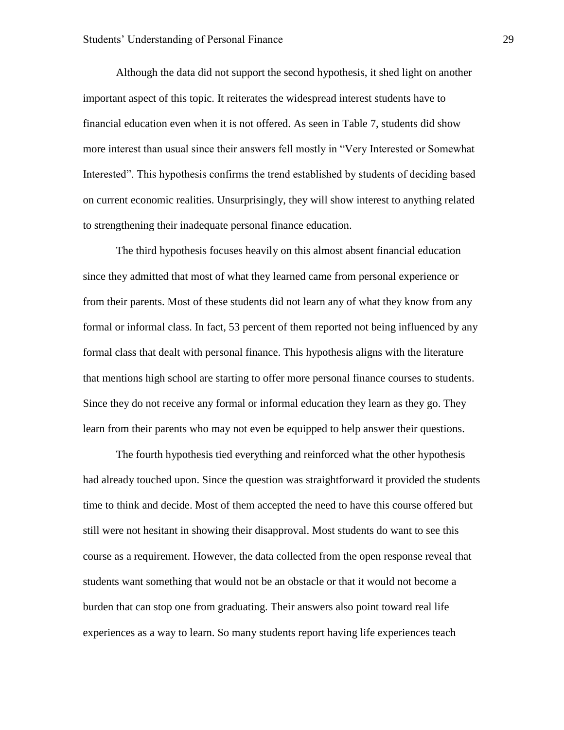Although the data did not support the second hypothesis, it shed light on another important aspect of this topic. It reiterates the widespread interest students have to financial education even when it is not offered. As seen in Table 7, students did show more interest than usual since their answers fell mostly in "Very Interested or Somewhat Interested". This hypothesis confirms the trend established by students of deciding based on current economic realities. Unsurprisingly, they will show interest to anything related to strengthening their inadequate personal finance education.

The third hypothesis focuses heavily on this almost absent financial education since they admitted that most of what they learned came from personal experience or from their parents. Most of these students did not learn any of what they know from any formal or informal class. In fact, 53 percent of them reported not being influenced by any formal class that dealt with personal finance. This hypothesis aligns with the literature that mentions high school are starting to offer more personal finance courses to students. Since they do not receive any formal or informal education they learn as they go. They learn from their parents who may not even be equipped to help answer their questions.

The fourth hypothesis tied everything and reinforced what the other hypothesis had already touched upon. Since the question was straightforward it provided the students time to think and decide. Most of them accepted the need to have this course offered but still were not hesitant in showing their disapproval. Most students do want to see this course as a requirement. However, the data collected from the open response reveal that students want something that would not be an obstacle or that it would not become a burden that can stop one from graduating. Their answers also point toward real life experiences as a way to learn. So many students report having life experiences teach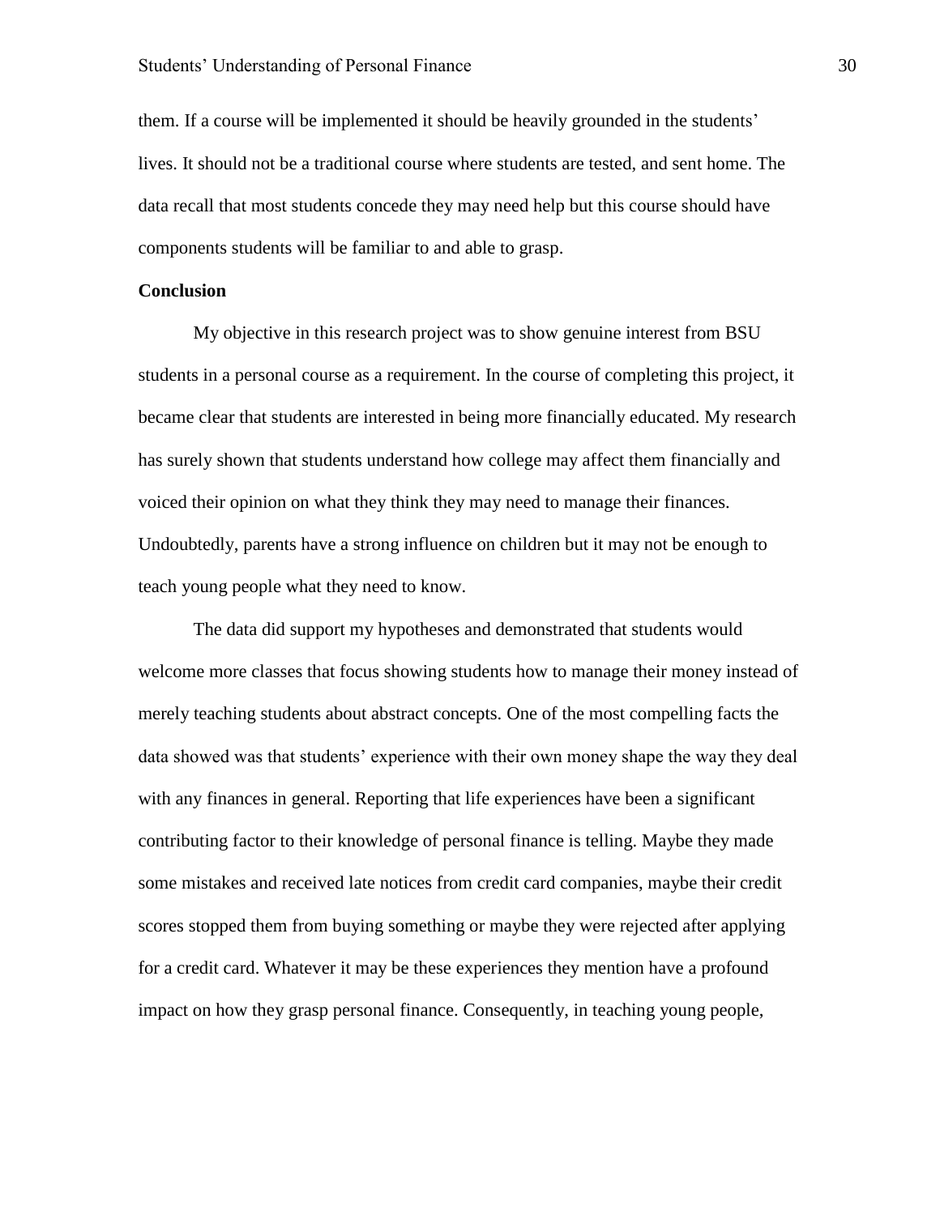them. If a course will be implemented it should be heavily grounded in the students' lives. It should not be a traditional course where students are tested, and sent home. The data recall that most students concede they may need help but this course should have components students will be familiar to and able to grasp.

**Conclusion**

My objective in this research project was to show genuine interest from BSU students in a personal course as a requirement. In the course of completing this project, it became clear that students are interested in being more financially educated. My research has surely shown that students understand how college may affect them financially and voiced their opinion on what they think they may need to manage their finances. Undoubtedly, parents have a strong influence on children but it may not be enough to teach young people what they need to know.

The data did support my hypotheses and demonstrated that students would welcome more classes that focus showing students how to manage their money instead of merely teaching students about abstract concepts. One of the most compelling facts the data showed was that students' experience with their own money shape the way they deal with any finances in general. Reporting that life experiences have been a significant contributing factor to their knowledge of personal finance is telling. Maybe they made some mistakes and received late notices from credit card companies, maybe their credit scores stopped them from buying something or maybe they were rejected after applying for a credit card. Whatever it may be these experiences they mention have a profound impact on how they grasp personal finance. Consequently, in teaching young people,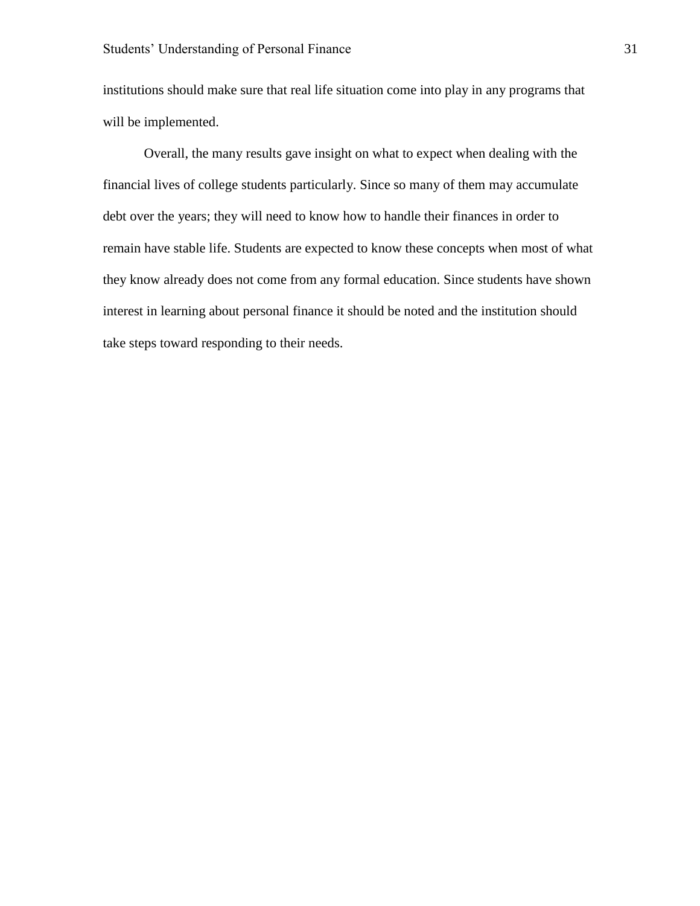institutions should make sure that real life situation come into play in any programs that will be implemented.

Overall, the many results gave insight on what to expect when dealing with the financial lives of college students particularly. Since so many of them may accumulate debt over the years; they will need to know how to handle their finances in order to remain have stable life. Students are expected to know these concepts when most of what they know already does not come from any formal education. Since students have shown interest in learning about personal finance it should be noted and the institution should take steps toward responding to their needs.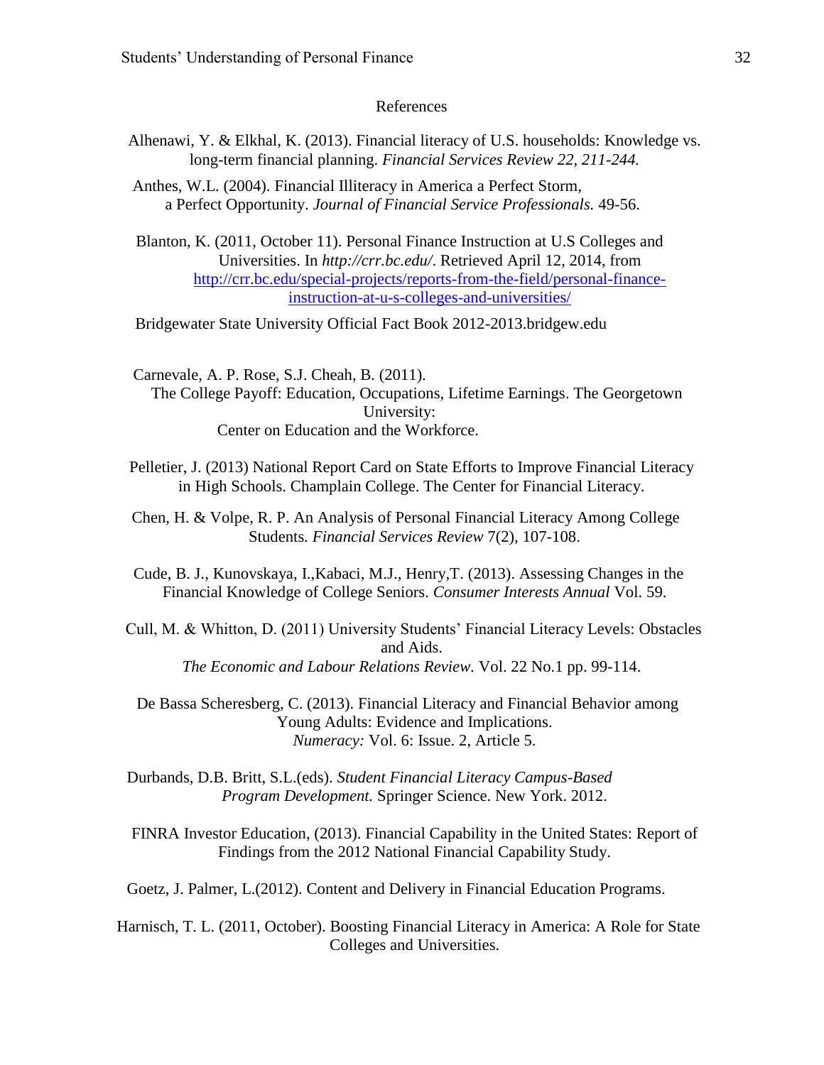# References

Alhenawi, Y. & Elkhal, K. (2013). Financial literacy of U.S. households: Knowledge vs. long-term financial planning. *Financial Services Review 22, 211-244.*

Anthes, W.L. (2004). Financial Illiteracy in America a Perfect Storm, a Perfect Opportunity. *Journal of Financial Service Professionals.* 49-56.

Blanton, K. (2011, October 11). Personal Finance Instruction at U.S Colleges and Universities. In *http://crr.bc.edu/*. Retrieved April 12, 2014, from http://crr.bc.edu/special-projects/reports-from-the-field/personal-finance-instruction-at-u-s-colleges-and-universities/

Bridgewater State University Official Fact Book 2012-2013.bridgew.edu

Carnevale, A. P. Rose, S.J. Cheah, B. (2011). The College Payoff: Education, Occupations, Lifetime Earnings. The Georgetown University: Center on Education and the Workforce.

Pelletier, J. (2013) National Report Card on State Efforts to Improve Financial Literacy in High Schools. Champlain College. The Center for Financial Literacy.

Chen, H. & Volpe, R. P. An Analysis of Personal Financial Literacy Among College Students. *Financial Services Review* 7(2), 107-108.

Cude, B. J., Kunovskaya, I.,Kabaci, M.J., Henry,T. (2013). Assessing Changes in the Financial Knowledge of College Seniors. *Consumer Interests Annual* Vol. 59.

Cull, M. & Whitton, D. (2011) University Students' Financial Literacy Levels: Obstacles and Aids. *The Economic and Labour Relations Review.* Vol. 22 No.1 pp. 99-114.

De Bassa Scheresberg, C. (2013). Financial Literacy and Financial Behavior among Young Adults: Evidence and Implications. *Numeracy:* Vol. 6: Issue. 2, Article 5.

Durbands, D.B. Britt, S.L.(eds). *Student Financial Literacy Campus-Based Program Development.* Springer Science. New York. 2012.

FINRA Investor Education, (2013). Financial Capability in the United States: Report of Findings from the 2012 National Financial Capability Study.

Goetz, J. Palmer, L.(2012). Content and Delivery in Financial Education Programs.

Harnisch, T. L. (2011, October). Boosting Financial Literacy in America: A Role for State Colleges and Universities.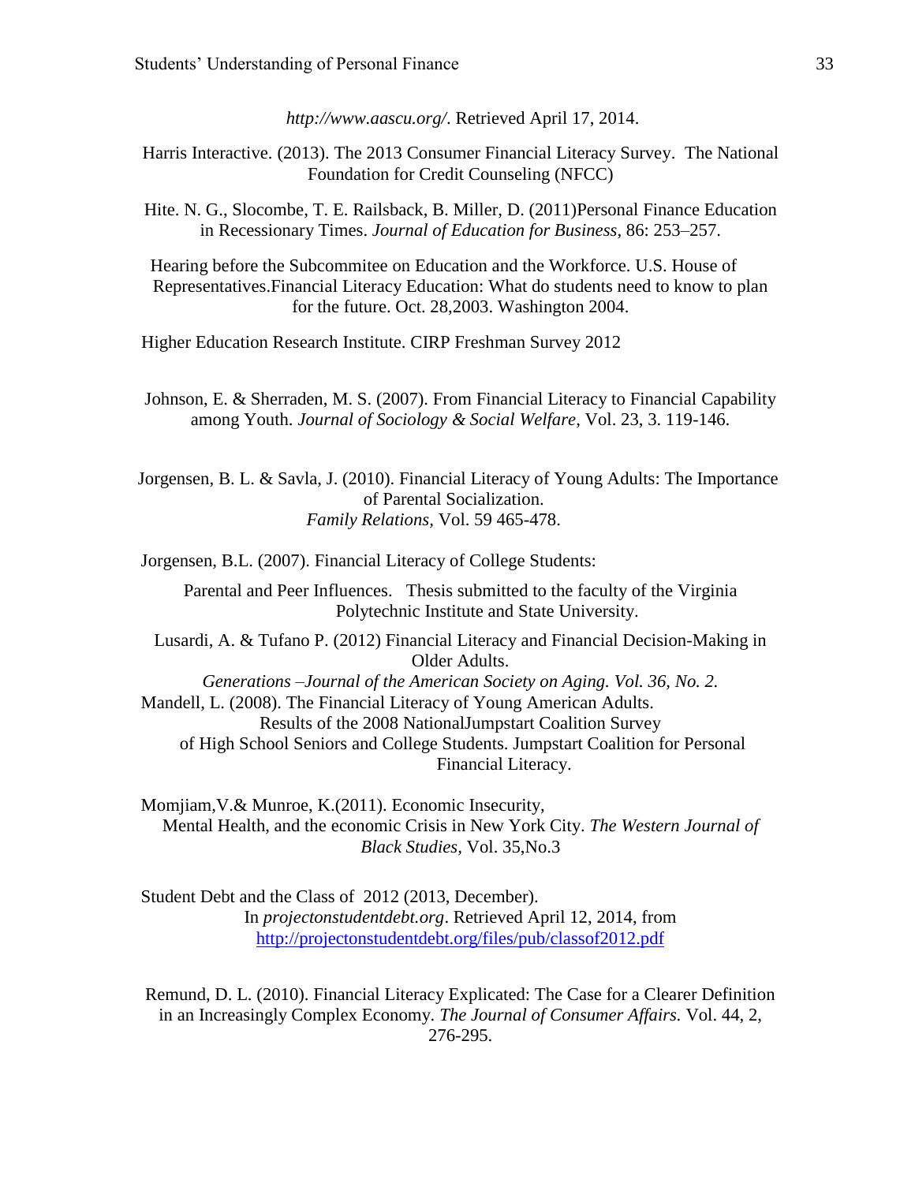*http://www.aascu.org/*. Retrieved April 17, 2014.

Harris Interactive. (2013). The 2013 Consumer Financial Literacy Survey. The National Foundation for Credit Counseling (NFCC)

Hite. N. G., Slocombe, T. E. Railsback, B. Miller, D. (2011)Personal Finance Education in Recessionary Times. *Journal of Education for Business*, 86: 253–257.

Hearing before the Subcommitee on Education and the Workforce. U.S. House of Representatives.Financial Literacy Education: What do students need to know to plan for the future. Oct. 28,2003. Washington 2004.

Higher Education Research Institute. CIRP Freshman Survey 2012

Johnson, E. & Sherraden, M. S. (2007). From Financial Literacy to Financial Capability among Youth. *Journal of Sociology & Social Welfare*, Vol. 23, 3. 119-146.

Jorgensen, B. L. & Savla, J. (2010). Financial Literacy of Young Adults: The Importance of Parental Socialization. *Family Relations*, Vol. 59 465-478.

Jorgensen, B.L. (2007). Financial Literacy of College Students: Parental and Peer Influences. Thesis submitted to the faculty of the Virginia Polytechnic Institute and State University.

Lusardi, A. & Tufano P. (2012) Financial Literacy and Financial Decision-Making in Older Adults. *Generations –Journal of the American Society on Aging. Vol. 36, No. 2.*

Mandell, L. (2008). The Financial Literacy of Young American Adults. Results of the 2008 NationalJumpstart Coalition Survey of High School Seniors and College Students. Jumpstart Coalition for Personal Financial Literacy.

Momjiam,V.& Munroe, K.(2011). Economic Insecurity, Mental Health, and the economic Crisis in New York City. *The Western Journal of Black Studies*, Vol. 35,No.3

Student Debt and the Class of 2012 (2013, December). In *projectonstudentdebt.org*. Retrieved April 12, 2014, from http://projectonstudentdebt.org/files/pub/classof2012.pdf

Remund, D. L. (2010). Financial Literacy Explicated: The Case for a Clearer Definition in an Increasingly Complex Economy. *The Journal of Consumer Affairs.* Vol. 44, 2, 276-295.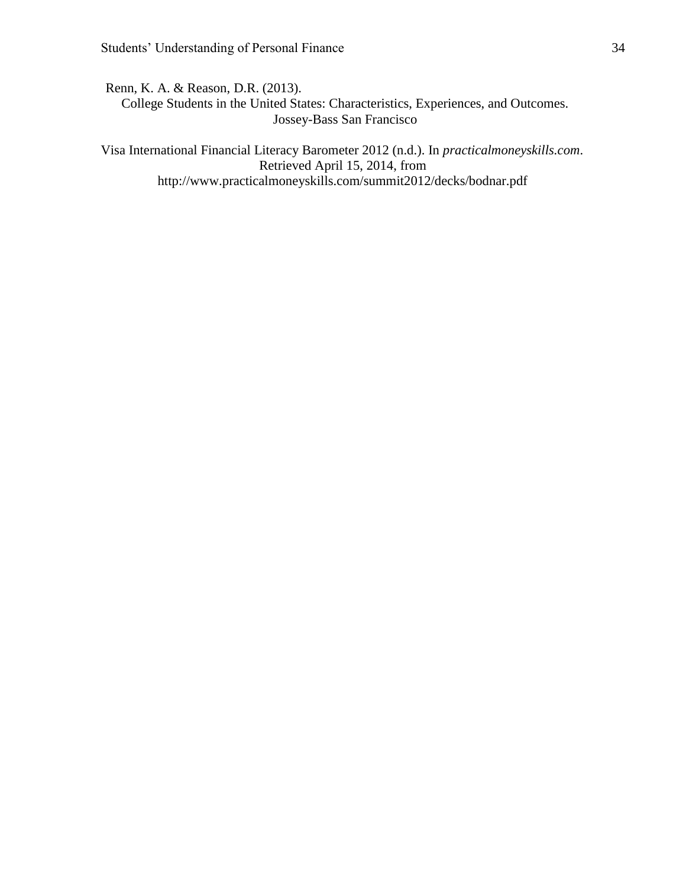Renn, K. A. & Reason, D.R. (2013). College Students in the United States: Characteristics, Experiences, and Outcomes. Jossey-Bass San Francisco

Visa International Financial Literacy Barometer 2012 (n.d.). In *practicalmoneyskills.com*. Retrieved April 15, 2014, from http://www.practicalmoneyskills.com/summit2012/decks/bodnar.pdf